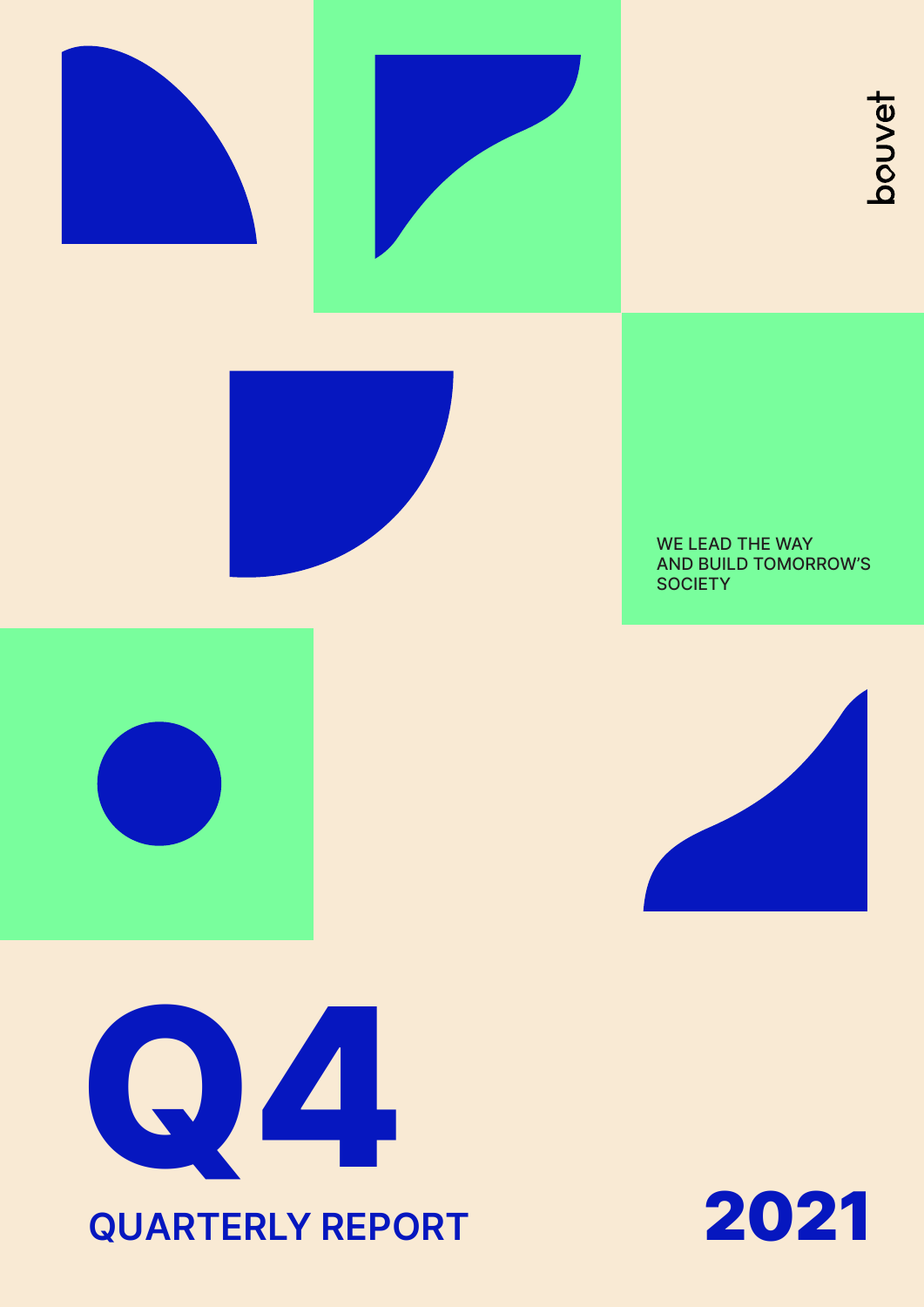bouvet

WE LEAD THE WAY
AND BUILD TOMORROW'S
SOCIETY

# Q4

## QUARTERLY REPORT

# 2021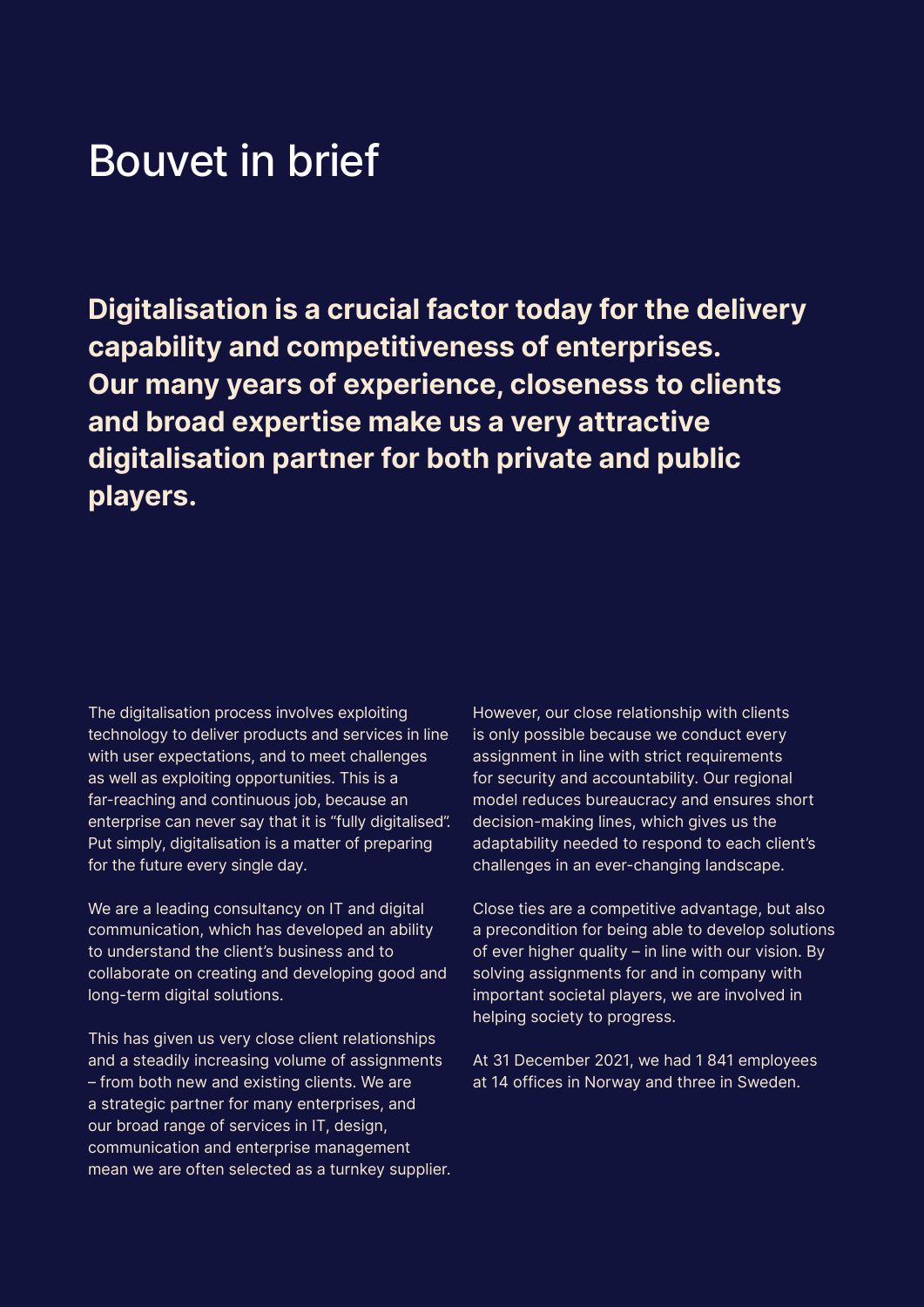# Bouvet in brief

**Digitalisation is a crucial factor today for the delivery capability and competitiveness of enterprises. Our many years of experience, closeness to clients and broad expertise make us a very attractive digitalisation partner for both private and public players.**

The digitalisation process involves exploiting technology to deliver products and services in line with user expectations, and to meet challenges as well as exploiting opportunities. This is a far-reaching and continuous job, because an enterprise can never say that it is "fully digitalised". Put simply, digitalisation is a matter of preparing for the future every single day.

We are a leading consultancy on IT and digital communication, which has developed an ability to understand the client's business and to collaborate on creating and developing good and long-term digital solutions.

This has given us very close client relationships and a steadily increasing volume of assignments – from both new and existing clients. We are a strategic partner for many enterprises, and our broad range of services in IT, design, communication and enterprise management mean we are often selected as a turnkey supplier.

However, our close relationship with clients is only possible because we conduct every assignment in line with strict requirements for security and accountability. Our regional model reduces bureaucracy and ensures short decision-making lines, which gives us the adaptability needed to respond to each client's challenges in an ever-changing landscape.

Close ties are a competitive advantage, but also a precondition for being able to develop solutions of ever higher quality – in line with our vision. By solving assignments for and in company with important societal players, we are involved in helping society to progress.

At 31 December 2021, we had 1 841 employees at 14 offices in Norway and three in Sweden.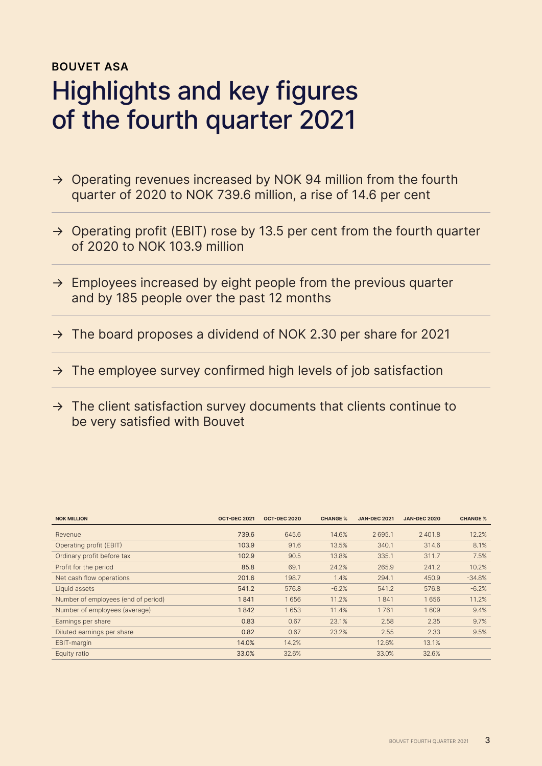**BOUVET ASA**

# Highlights and key figures of the fourth quarter 2021

- → Operating revenues increased by NOK 94 million from the fourth quarter of 2020 to NOK 739.6 million, a rise of 14.6 per cent
- → Operating profit (EBIT) rose by 13.5 per cent from the fourth quarter of 2020 to NOK 103.9 million
- → Employees increased by eight people from the previous quarter and by 185 people over the past 12 months
- → The board proposes a dividend of NOK 2.30 per share for 2021
- → The employee survey confirmed high levels of job satisfaction
- → The client satisfaction survey documents that clients continue to be very satisfied with Bouvet

| NOK MILLION | OCT-DEC 2021 | OCT-DEC 2020 | CHANGE % | JAN-DEC 2021 | JAN-DEC 2020 | CHANGE % |
|---|---|---|---|---|---|---|
| Revenue | 739.6 | 645.6 | 14.6% | 2 695.1 | 2 401.8 | 12.2% |
| Operating profit (EBIT) | 103.9 | 91.6 | 13.5% | 340.1 | 314.6 | 8.1% |
| Ordinary profit before tax | 102.9 | 90.5 | 13.8% | 335.1 | 311.7 | 7.5% |
| Profit for the period | 85.8 | 69.1 | 24.2% | 265.9 | 241.2 | 10.2% |
| Net cash flow operations | 201.6 | 198.7 | 1.4% | 294.1 | 450.9 | -34.8% |
| Liquid assets | 541.2 | 576.8 | -6.2% | 541.2 | 576.8 | -6.2% |
| Number of employees (end of period) | 1 841 | 1 656 | 11.2% | 1 841 | 1 656 | 11.2% |
| Number of employees (average) | 1 842 | 1 653 | 11.4% | 1 761 | 1 609 | 9.4% |
| Earnings per share | 0.83 | 0.67 | 23.1% | 2.58 | 2.35 | 9.7% |
| Diluted earnings per share | 0.82 | 0.67 | 23.2% | 2.55 | 2.33 | 9.5% |
| EBIT-margin | 14.0% | 14.2% | | 12.6% | 13.1% | |
| Equity ratio | 33.0% | 32.6% | | 33.0% | 32.6% | |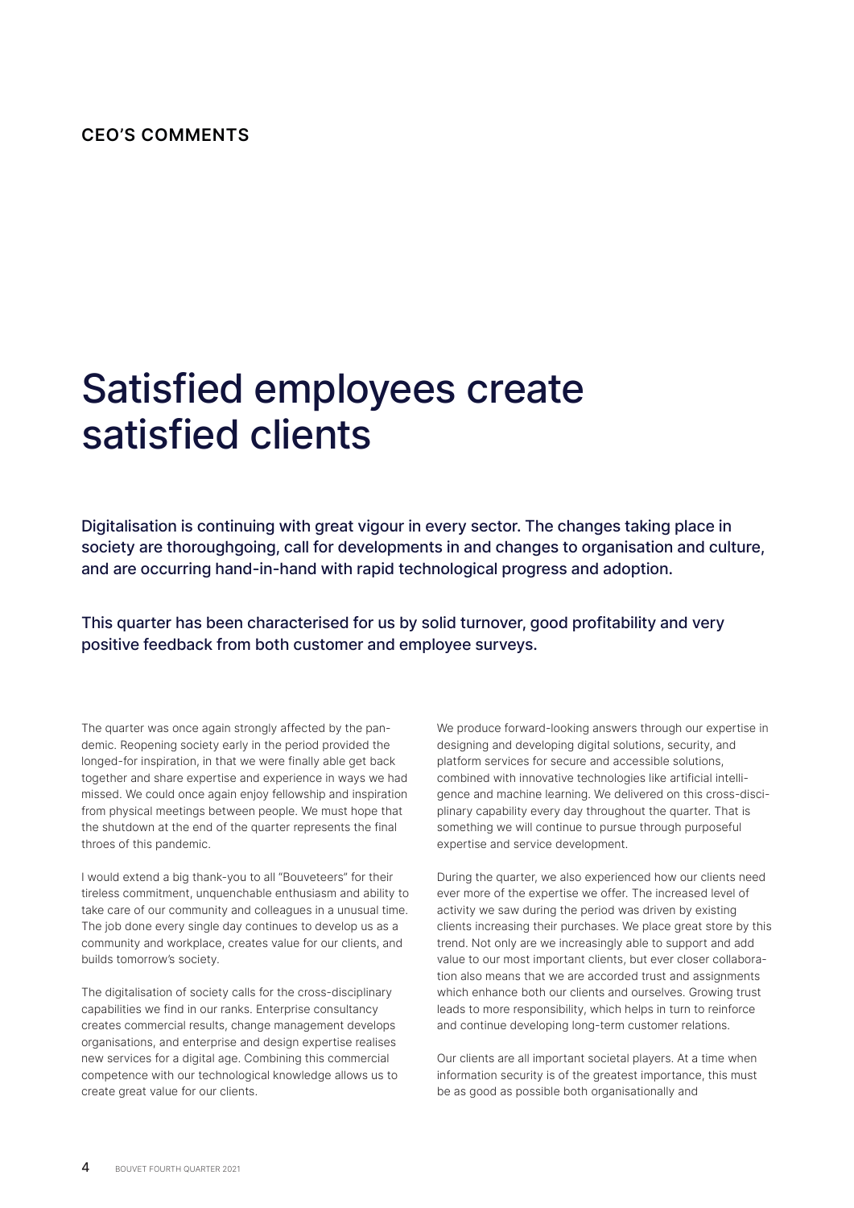## CEO'S COMMENTS

# Satisfied employees create satisfied clients

Digitalisation is continuing with great vigour in every sector. The changes taking place in society are thoroughgoing, call for developments in and changes to organisation and culture, and are occurring hand-in-hand with rapid technological progress and adoption.

This quarter has been characterised for us by solid turnover, good profitability and very positive feedback from both customer and employee surveys.

The quarter was once again strongly affected by the pandemic. Reopening society early in the period provided the longed-for inspiration, in that we were finally able get back together and share expertise and experience in ways we had missed. We could once again enjoy fellowship and inspiration from physical meetings between people. We must hope that the shutdown at the end of the quarter represents the final throes of this pandemic.

I would extend a big thank-you to all "Bouveteers" for their tireless commitment, unquenchable enthusiasm and ability to take care of our community and colleagues in a unusual time. The job done every single day continues to develop us as a community and workplace, creates value for our clients, and builds tomorrow's society.

The digitalisation of society calls for the cross-disciplinary capabilities we find in our ranks. Enterprise consultancy creates commercial results, change management develops organisations, and enterprise and design expertise realises new services for a digital age. Combining this commercial competence with our technological knowledge allows us to create great value for our clients.

We produce forward-looking answers through our expertise in designing and developing digital solutions, security, and platform services for secure and accessible solutions, combined with innovative technologies like artificial intelligence and machine learning. We delivered on this cross-disciplinary capability every day throughout the quarter. That is something we will continue to pursue through purposeful expertise and service development.

During the quarter, we also experienced how our clients need ever more of the expertise we offer. The increased level of activity we saw during the period was driven by existing clients increasing their purchases. We place great store by this trend. Not only are we increasingly able to support and add value to our most important clients, but ever closer collaboration also means that we are accorded trust and assignments which enhance both our clients and ourselves. Growing trust leads to more responsibility, which helps in turn to reinforce and continue developing long-term customer relations.

Our clients are all important societal players. At a time when information security is of the greatest importance, this must be as good as possible both organisationally and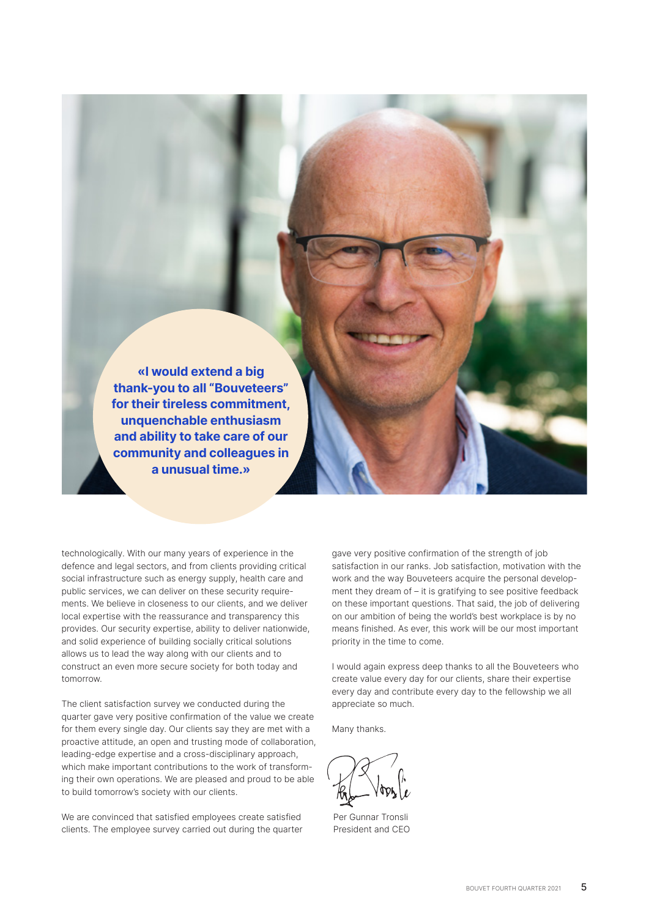**«I would extend a big thank-you to all "Bouveteers" for their tireless commitment, unquenchable enthusiasm and ability to take care of our community and colleagues in a unusual time.»**

technologically. With our many years of experience in the defence and legal sectors, and from clients providing critical social infrastructure such as energy supply, health care and public services, we can deliver on these security requirements. We believe in closeness to our clients, and we deliver local expertise with the reassurance and transparency this provides. Our security expertise, ability to deliver nationwide, and solid experience of building socially critical solutions allows us to lead the way along with our clients and to construct an even more secure society for both today and tomorrow.

The client satisfaction survey we conducted during the quarter gave very positive confirmation of the value we create for them every single day. Our clients say they are met with a proactive attitude, an open and trusting mode of collaboration, leading-edge expertise and a cross-disciplinary approach, which make important contributions to the work of transforming their own operations. We are pleased and proud to be able to build tomorrow's society with our clients.

We are convinced that satisfied employees create satisfied clients. The employee survey carried out during the quarter gave very positive confirmation of the strength of job satisfaction in our ranks. Job satisfaction, motivation with the work and the way Bouveteers acquire the personal development they dream of – it is gratifying to see positive feedback on these important questions. That said, the job of delivering on our ambition of being the world's best workplace is by no means finished. As ever, this work will be our most important priority in the time to come.

I would again express deep thanks to all the Bouveteers who create value every day for our clients, share their expertise every day and contribute every day to the fellowship we all appreciate so much.

Many thanks.

Per Gunnar Tronsli
President and CEO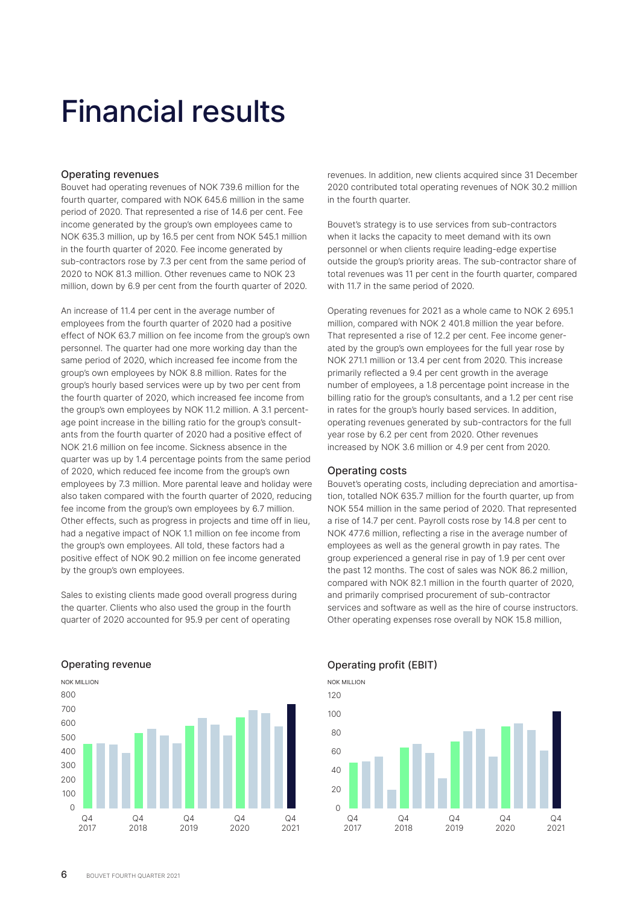# Financial results

## Operating revenues

Bouvet had operating revenues of NOK 739.6 million for the fourth quarter, compared with NOK 645.6 million in the same period of 2020. That represented a rise of 14.6 per cent. Fee income generated by the group's own employees came to NOK 635.3 million, up by 16.5 per cent from NOK 545.1 million in the fourth quarter of 2020. Fee income generated by sub-contractors rose by 7.3 per cent from the same period of 2020 to NOK 81.3 million. Other revenues came to NOK 23 million, down by 6.9 per cent from the fourth quarter of 2020.

An increase of 11.4 per cent in the average number of employees from the fourth quarter of 2020 had a positive effect of NOK 63.7 million on fee income from the group's own personnel. The quarter had one more working day than the same period of 2020, which increased fee income from the group's own employees by NOK 8.8 million. Rates for the group's hourly based services were up by two per cent from the fourth quarter of 2020, which increased fee income from the group's own employees by NOK 11.2 million. A 3.1 percentage point increase in the billing ratio for the group's consultants from the fourth quarter of 2020 had a positive effect of NOK 21.6 million on fee income. Sickness absence in the quarter was up by 1.4 percentage points from the same period of 2020, which reduced fee income from the group's own employees by 7.3 million. More parental leave and holiday were also taken compared with the fourth quarter of 2020, reducing fee income from the group's own employees by 6.7 million. Other effects, such as progress in projects and time off in lieu, had a negative impact of NOK 1.1 million on fee income from the group's own employees. All told, these factors had a positive effect of NOK 90.2 million on fee income generated by the group's own employees.

Sales to existing clients made good overall progress during the quarter. Clients who also used the group in the fourth quarter of 2020 accounted for 95.9 per cent of operating revenues. In addition, new clients acquired since 31 December 2020 contributed total operating revenues of NOK 30.2 million in the fourth quarter.

Bouvet's strategy is to use services from sub-contractors when it lacks the capacity to meet demand with its own personnel or when clients require leading-edge expertise outside the group's priority areas. The sub-contractor share of total revenues was 11 per cent in the fourth quarter, compared with 11.7 in the same period of 2020.

Operating revenues for 2021 as a whole came to NOK 2 695.1 million, compared with NOK 2 401.8 million the year before. That represented a rise of 12.2 per cent. Fee income generated by the group's own employees for the full year rose by NOK 271.1 million or 13.4 per cent from 2020. This increase primarily reflected a 9.4 per cent growth in the average number of employees, a 1.8 percentage point increase in the billing ratio for the group's consultants, and a 1.2 per cent rise in rates for the group's hourly based services. In addition, operating revenues generated by sub-contractors for the full year rose by 6.2 per cent from 2020. Other revenues increased by NOK 3.6 million or 4.9 per cent from 2020.

## Operating costs

Bouvet's operating costs, including depreciation and amortisation, totalled NOK 635.7 million for the fourth quarter, up from NOK 554 million in the same period of 2020. That represented a rise of 14.7 per cent. Payroll costs rose by 14.8 per cent to NOK 477.6 million, reflecting a rise in the average number of employees as well as the general growth in pay rates. The group experienced a general rise in pay of 1.9 per cent over the past 12 months. The cost of sales was NOK 86.2 million, compared with NOK 82.1 million in the fourth quarter of 2020, and primarily comprised procurement of sub-contractor services and software as well as the hire of course instructors. Other operating expenses rose overall by NOK 15.8 million,

### Operating revenue

NOK MILLION

(Bar chart, quarterly, Q4 2017 – Q4 2021; y-axis 0–800)

### Operating profit (EBIT)

NOK MILLION

(Bar chart, quarterly, Q4 2017 – Q4 2021; y-axis 0–120)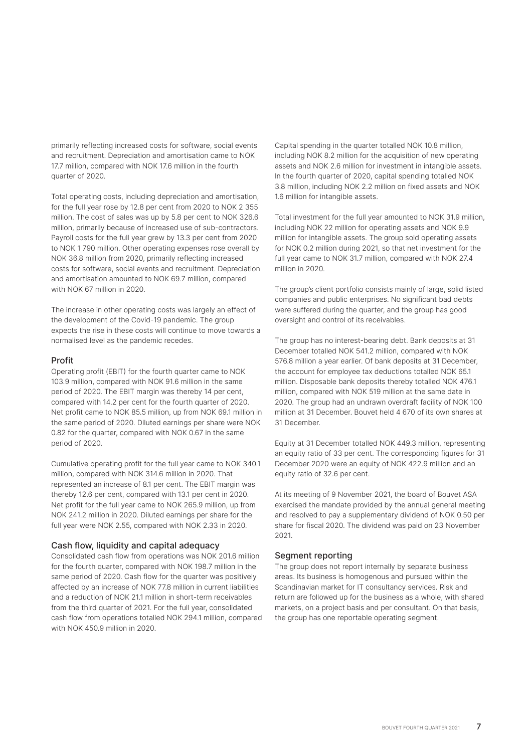primarily reflecting increased costs for software, social events and recruitment. Depreciation and amortisation came to NOK 17.7 million, compared with NOK 17.6 million in the fourth quarter of 2020.

Total operating costs, including depreciation and amortisation, for the full year rose by 12.8 per cent from 2020 to NOK 2 355 million. The cost of sales was up by 5.8 per cent to NOK 326.6 million, primarily because of increased use of sub-contractors. Payroll costs for the full year grew by 13.3 per cent from 2020 to NOK 1 790 million. Other operating expenses rose overall by NOK 36.8 million from 2020, primarily reflecting increased costs for software, social events and recruitment. Depreciation and amortisation amounted to NOK 69.7 million, compared with NOK 67 million in 2020.

The increase in other operating costs was largely an effect of the development of the Covid-19 pandemic. The group expects the rise in these costs will continue to move towards a normalised level as the pandemic recedes.

## Profit

Operating profit (EBIT) for the fourth quarter came to NOK 103.9 million, compared with NOK 91.6 million in the same period of 2020. The EBIT margin was thereby 14 per cent, compared with 14.2 per cent for the fourth quarter of 2020. Net profit came to NOK 85.5 million, up from NOK 69.1 million in the same period of 2020. Diluted earnings per share were NOK 0.82 for the quarter, compared with NOK 0.67 in the same period of 2020.

Cumulative operating profit for the full year came to NOK 340.1 million, compared with NOK 314.6 million in 2020. That represented an increase of 8.1 per cent. The EBIT margin was thereby 12.6 per cent, compared with 13.1 per cent in 2020. Net profit for the full year came to NOK 265.9 million, up from NOK 241.2 million in 2020. Diluted earnings per share for the full year were NOK 2.55, compared with NOK 2.33 in 2020.

## Cash flow, liquidity and capital adequacy

Consolidated cash flow from operations was NOK 201.6 million for the fourth quarter, compared with NOK 198.7 million in the same period of 2020. Cash flow for the quarter was positively affected by an increase of NOK 77.8 million in current liabilities and a reduction of NOK 21.1 million in short-term receivables from the third quarter of 2021. For the full year, consolidated cash flow from operations totalled NOK 294.1 million, compared with NOK 450.9 million in 2020.

Capital spending in the quarter totalled NOK 10.8 million, including NOK 8.2 million for the acquisition of new operating assets and NOK 2.6 million for investment in intangible assets. In the fourth quarter of 2020, capital spending totalled NOK 3.8 million, including NOK 2.2 million on fixed assets and NOK 1.6 million for intangible assets.

Total investment for the full year amounted to NOK 31.9 million, including NOK 22 million for operating assets and NOK 9.9 million for intangible assets. The group sold operating assets for NOK 0.2 million during 2021, so that net investment for the full year came to NOK 31.7 million, compared with NOK 27.4 million in 2020.

The group's client portfolio consists mainly of large, solid listed companies and public enterprises. No significant bad debts were suffered during the quarter, and the group has good oversight and control of its receivables.

The group has no interest-bearing debt. Bank deposits at 31 December totalled NOK 541.2 million, compared with NOK 576.8 million a year earlier. Of bank deposits at 31 December, the account for employee tax deductions totalled NOK 65.1 million. Disposable bank deposits thereby totalled NOK 476.1 million, compared with NOK 519 million at the same date in 2020. The group had an undrawn overdraft facility of NOK 100 million at 31 December. Bouvet held 4 670 of its own shares at 31 December.

Equity at 31 December totalled NOK 449.3 million, representing an equity ratio of 33 per cent. The corresponding figures for 31 December 2020 were an equity of NOK 422.9 million and an equity ratio of 32.6 per cent.

At its meeting of 9 November 2021, the board of Bouvet ASA exercised the mandate provided by the annual general meeting and resolved to pay a supplementary dividend of NOK 0.50 per share for fiscal 2020. The dividend was paid on 23 November 2021.

## Segment reporting

The group does not report internally by separate business areas. Its business is homogenous and pursued within the Scandinavian market for IT consultancy services. Risk and return are followed up for the business as a whole, with shared markets, on a project basis and per consultant. On that basis, the group has one reportable operating segment.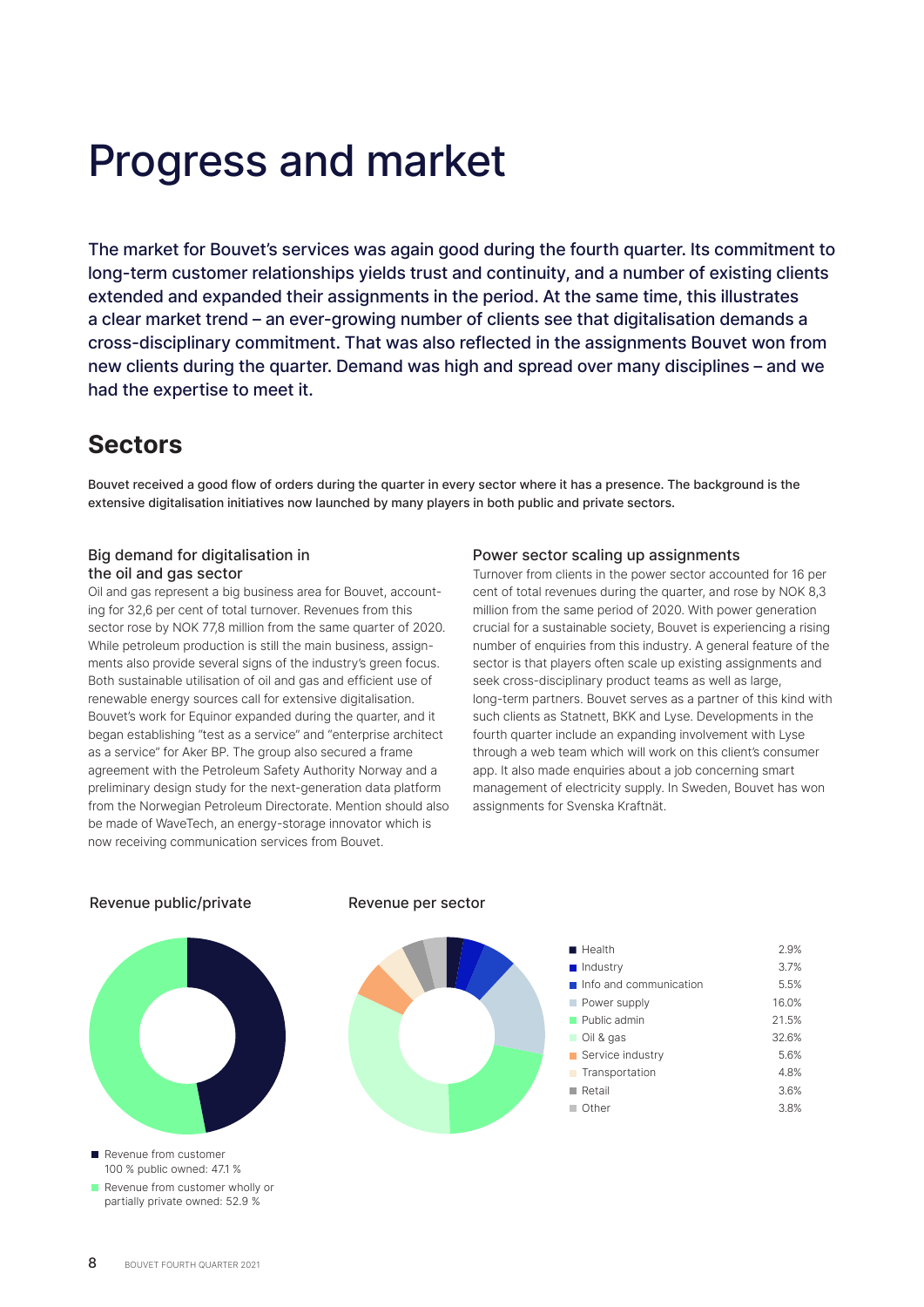# Progress and market

The market for Bouvet's services was again good during the fourth quarter. Its commitment to long-term customer relationships yields trust and continuity, and a number of existing clients extended and expanded their assignments in the period. At the same time, this illustrates a clear market trend – an ever-growing number of clients see that digitalisation demands a cross-disciplinary commitment. That was also reflected in the assignments Bouvet won from new clients during the quarter. Demand was high and spread over many disciplines – and we had the expertise to meet it.

## Sectors

Bouvet received a good flow of orders during the quarter in every sector where it has a presence. The background is the extensive digitalisation initiatives now launched by many players in both public and private sectors.

### Big demand for digitalisation in the oil and gas sector

Oil and gas represent a big business area for Bouvet, accounting for 32,6 per cent of total turnover. Revenues from this sector rose by NOK 77,8 million from the same quarter of 2020. While petroleum production is still the main business, assignments also provide several signs of the industry's green focus. Both sustainable utilisation of oil and gas and efficient use of renewable energy sources call for extensive digitalisation. Bouvet's work for Equinor expanded during the quarter, and it began establishing "test as a service" and "enterprise architect as a service" for Aker BP. The group also secured a frame agreement with the Petroleum Safety Authority Norway and a preliminary design study for the next-generation data platform from the Norwegian Petroleum Directorate. Mention should also be made of WaveTech, an energy-storage innovator which is now receiving communication services from Bouvet.

### Power sector scaling up assignments

Turnover from clients in the power sector accounted for 16 per cent of total revenues during the quarter, and rose by NOK 8,3 million from the same period of 2020. With power generation crucial for a sustainable society, Bouvet is experiencing a rising number of enquiries from this industry. A general feature of the sector is that players often scale up existing assignments and seek cross-disciplinary product teams as well as large, long-term partners. Bouvet serves as a partner of this kind with such clients as Statnett, BKK and Lyse. Developments in the fourth quarter include an expanding involvement with Lyse through a web team which will work on this client's consumer app. It also made enquiries about a job concerning smart management of electricity supply. In Sweden, Bouvet has won assignments for Svenska Kraftnät.

**Revenue public/private**

- Revenue from customer 100 % public owned: 47.1 %
- Revenue from customer wholly or partially private owned: 52.9 %

**Revenue per sector**

| Sector | Share |
|---|---|
| Health | 2.9% |
| Industry | 3.7% |
| Info and communication | 5.5% |
| Power supply | 16.0% |
| Public admin | 21.5% |
| Oil & gas | 32.6% |
| Service industry | 5.6% |
| Transportation | 4.8% |
| Retail | 3.6% |
| Other | 3.8% |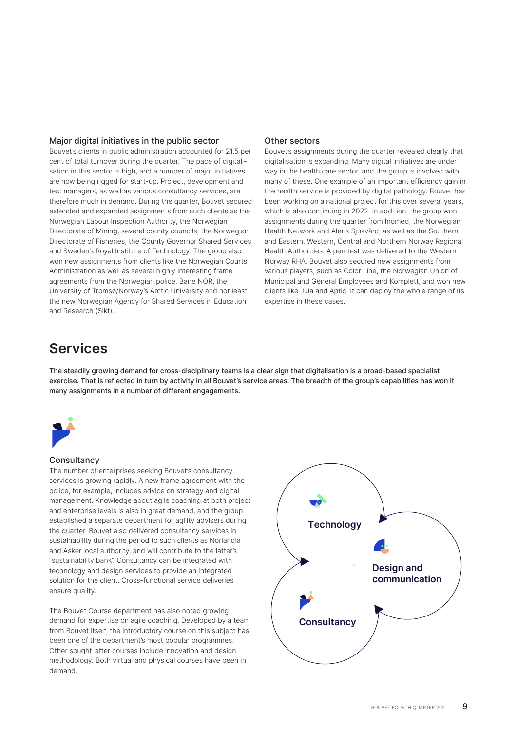### Major digital initiatives in the public sector

Bouvet's clients in public administration accounted for 21,5 per cent of total turnover during the quarter. The pace of digitalisation in this sector is high, and a number of major initiatives are now being rigged for start-up. Project, development and test managers, as well as various consultancy services, are therefore much in demand. During the quarter, Bouvet secured extended and expanded assignments from such clients as the Norwegian Labour Inspection Authority, the Norwegian Directorate of Mining, several county councils, the Norwegian Directorate of Fisheries, the County Governor Shared Services and Sweden's Royal Institute of Technology. The group also won new assignments from clients like the Norwegian Courts Administration as well as several highly interesting frame agreements from the Norwegian police, Bane NOR, the University of Tromsø/Norway's Arctic University and not least the new Norwegian Agency for Shared Services in Education and Research (Sikt).

### Other sectors

Bouvet's assignments during the quarter revealed clearly that digitalisation is expanding. Many digital initiatives are under way in the health care sector, and the group is involved with many of these. One example of an important efficiency gain in the health service is provided by digital pathology. Bouvet has been working on a national project for this over several years, which is also continuing in 2022. In addition, the group won assignments during the quarter from Inomed, the Norwegian Health Network and Aleris Sjukvård, as well as the Southern and Eastern, Western, Central and Northern Norway Regional Health Authorities. A pen test was delivered to the Western Norway RHA. Bouvet also secured new assignments from various players, such as Color Line, the Norwegian Union of Municipal and General Employees and Komplett, and won new clients like Jula and Aptic. It can deploy the whole range of its expertise in these cases.

## Services

**The steadily growing demand for cross-disciplinary teams is a clear sign that digitalisation is a broad-based specialist exercise. That is reflected in turn by activity in all Bouvet's service areas. The breadth of the group's capabilities has won it many assignments in a number of different engagements.**

### Consultancy

The number of enterprises seeking Bouvet's consultancy services is growing rapidly. A new frame agreement with the police, for example, includes advice on strategy and digital management. Knowledge about agile coaching at both project and enterprise levels is also in great demand, and the group established a separate department for agility advisers during the quarter. Bouvet also delivered consultancy services in sustainability during the period to such clients as Norlandia and Asker local authority, and will contribute to the latter's "sustainability bank". Consultancy can be integrated with technology and design services to provide an integrated solution for the client. Cross-functional service deliveries ensure quality.

The Bouvet Course department has also noted growing demand for expertise on agile coaching. Developed by a team from Bouvet itself, the introductory course on this subject has been one of the department's most popular programmes. Other sought-after courses include innovation and design methodology. Both virtual and physical courses have been in demand.

Technology

Design and communication

Consultancy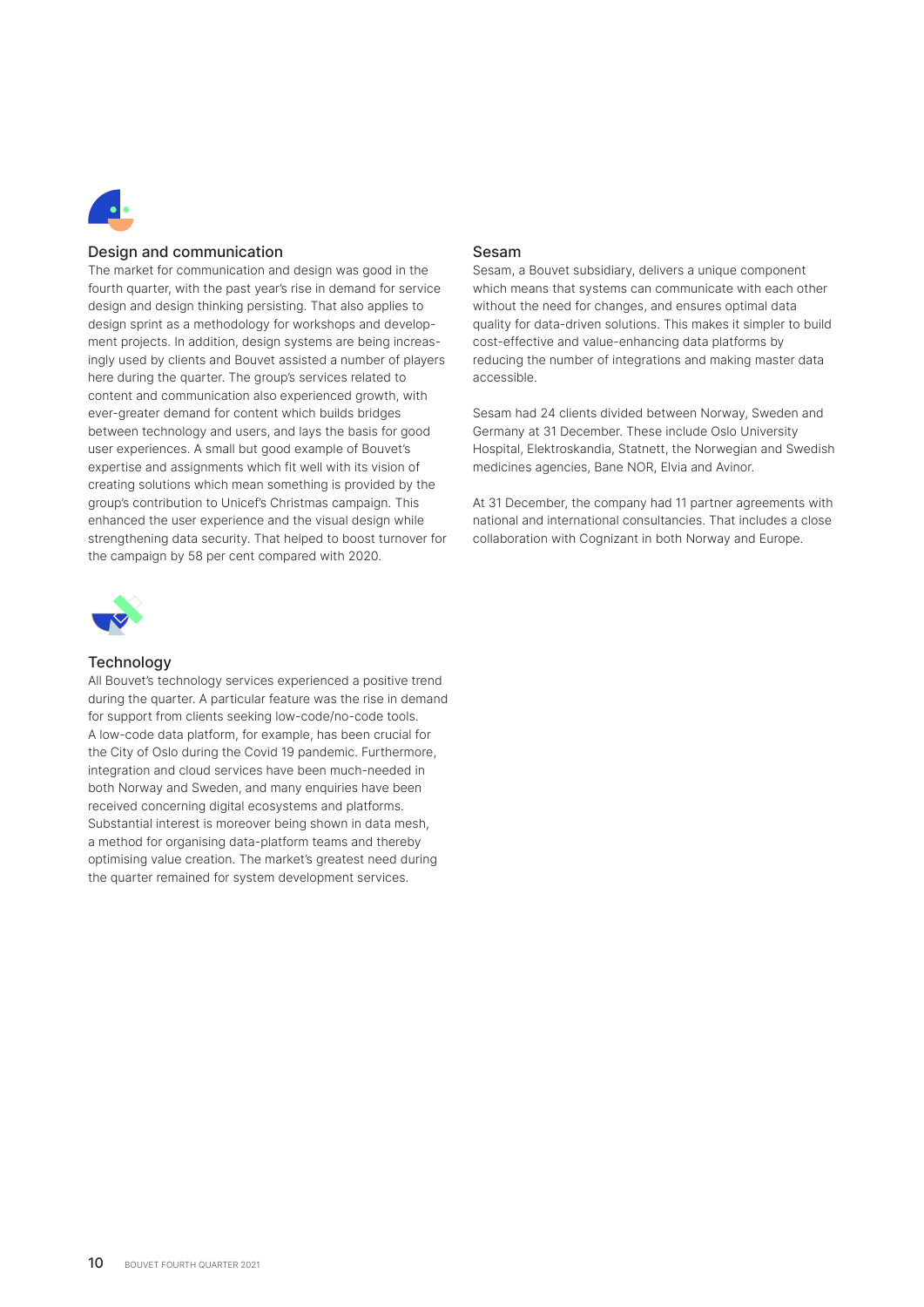## Design and communication

The market for communication and design was good in the fourth quarter, with the past year's rise in demand for service design and design thinking persisting. That also applies to design sprint as a methodology for workshops and development projects. In addition, design systems are being increasingly used by clients and Bouvet assisted a number of players here during the quarter. The group's services related to content and communication also experienced growth, with ever-greater demand for content which builds bridges between technology and users, and lays the basis for good user experiences. A small but good example of Bouvet's expertise and assignments which fit well with its vision of creating solutions which mean something is provided by the group's contribution to Unicef's Christmas campaign. This enhanced the user experience and the visual design while strengthening data security. That helped to boost turnover for the campaign by 58 per cent compared with 2020.

## Technology

All Bouvet's technology services experienced a positive trend during the quarter. A particular feature was the rise in demand for support from clients seeking low-code/no-code tools. A low-code data platform, for example, has been crucial for the City of Oslo during the Covid 19 pandemic. Furthermore, integration and cloud services have been much-needed in both Norway and Sweden, and many enquiries have been received concerning digital ecosystems and platforms. Substantial interest is moreover being shown in data mesh, a method for organising data-platform teams and thereby optimising value creation. The market's greatest need during the quarter remained for system development services.

## Sesam

Sesam, a Bouvet subsidiary, delivers a unique component which means that systems can communicate with each other without the need for changes, and ensures optimal data quality for data-driven solutions. This makes it simpler to build cost-effective and value-enhancing data platforms by reducing the number of integrations and making master data accessible.

Sesam had 24 clients divided between Norway, Sweden and Germany at 31 December. These include Oslo University Hospital, Elektroskandia, Statnett, the Norwegian and Swedish medicines agencies, Bane NOR, Elvia and Avinor.

At 31 December, the company had 11 partner agreements with national and international consultancies. That includes a close collaboration with Cognizant in both Norway and Europe.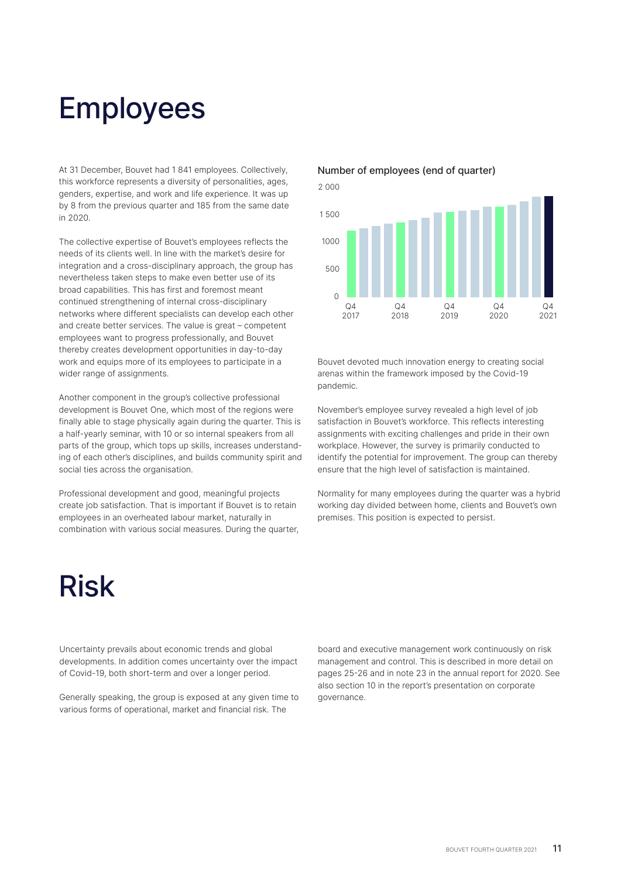# Employees

At 31 December, Bouvet had 1 841 employees. Collectively, this workforce represents a diversity of personalities, ages, genders, expertise, and work and life experience. It was up by 8 from the previous quarter and 185 from the same date in 2020.

The collective expertise of Bouvet's employees reflects the needs of its clients well. In line with the market's desire for integration and a cross-disciplinary approach, the group has nevertheless taken steps to make even better use of its broad capabilities. This has first and foremost meant continued strengthening of internal cross-disciplinary networks where different specialists can develop each other and create better services. The value is great – competent employees want to progress professionally, and Bouvet thereby creates development opportunities in day-to-day work and equips more of its employees to participate in a wider range of assignments.

Another component in the group's collective professional development is Bouvet One, which most of the regions were finally able to stage physically again during the quarter. This is a half-yearly seminar, with 10 or so internal speakers from all parts of the group, which tops up skills, increases understanding of each other's disciplines, and builds community spirit and social ties across the organisation.

Professional development and good, meaningful projects create job satisfaction. That is important if Bouvet is to retain employees in an overheated labour market, naturally in combination with various social measures. During the quarter, Bouvet devoted much innovation energy to creating social arenas within the framework imposed by the Covid-19 pandemic.

November's employee survey revealed a high level of job satisfaction in Bouvet's workforce. This reflects interesting assignments with exciting challenges and pride in their own workplace. However, the survey is primarily conducted to identify the potential for improvement. The group can thereby ensure that the high level of satisfaction is maintained.

Normality for many employees during the quarter was a hybrid working day divided between home, clients and Bouvet's own premises. This position is expected to persist.

Number of employees (end of quarter)

# Risk

Uncertainty prevails about economic trends and global developments. In addition comes uncertainty over the impact of Covid-19, both short-term and over a longer period.

Generally speaking, the group is exposed at any given time to various forms of operational, market and financial risk. The board and executive management work continuously on risk management and control. This is described in more detail on pages 25-26 and in note 23 in the annual report for 2020. See also section 10 in the report's presentation on corporate governance.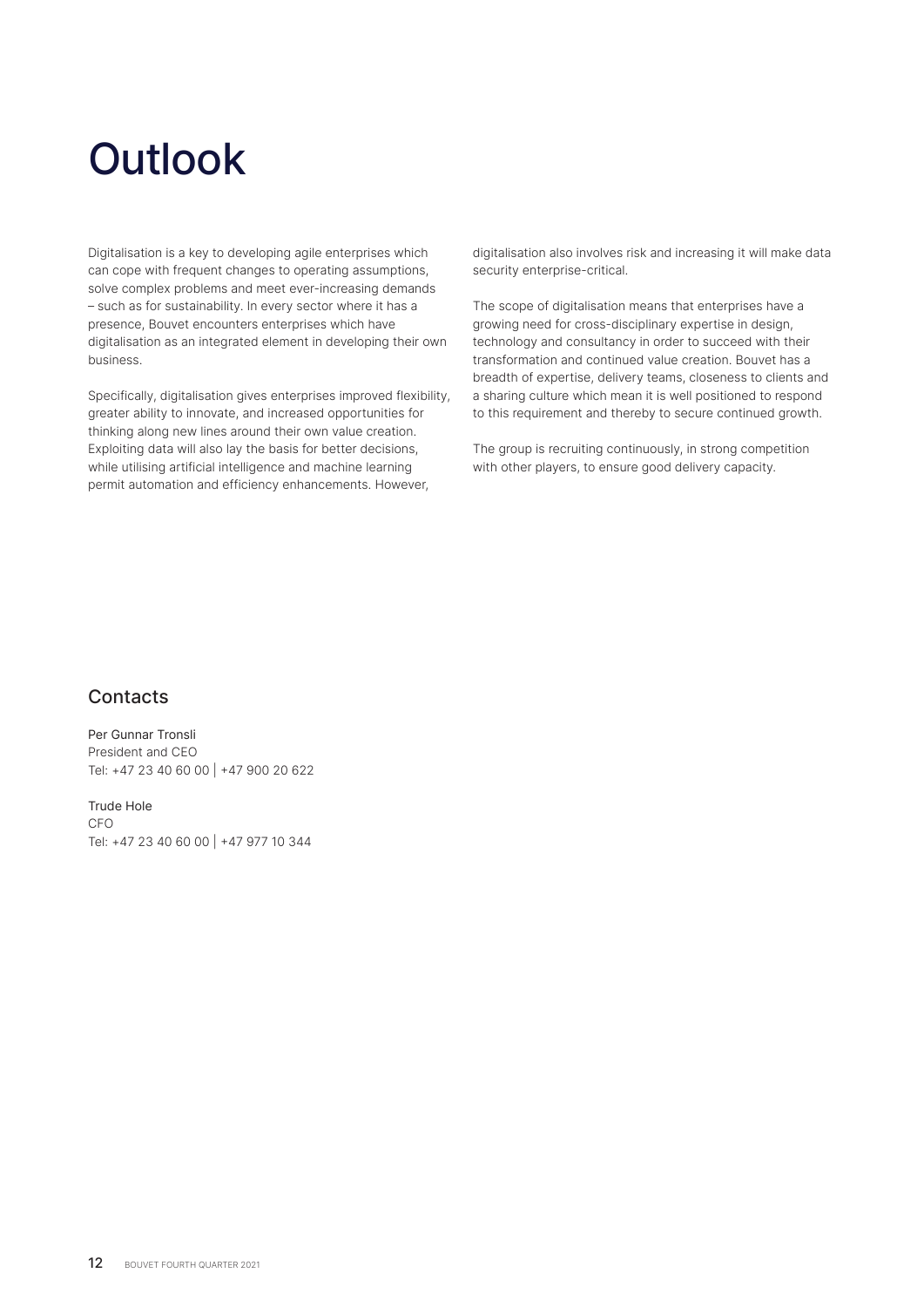# Outlook

Digitalisation is a key to developing agile enterprises which can cope with frequent changes to operating assumptions, solve complex problems and meet ever-increasing demands – such as for sustainability. In every sector where it has a presence, Bouvet encounters enterprises which have digitalisation as an integrated element in developing their own business.

Specifically, digitalisation gives enterprises improved flexibility, greater ability to innovate, and increased opportunities for thinking along new lines around their own value creation. Exploiting data will also lay the basis for better decisions, while utilising artificial intelligence and machine learning permit automation and efficiency enhancements. However, digitalisation also involves risk and increasing it will make data security enterprise-critical.

The scope of digitalisation means that enterprises have a growing need for cross-disciplinary expertise in design, technology and consultancy in order to succeed with their transformation and continued value creation. Bouvet has a breadth of expertise, delivery teams, closeness to clients and a sharing culture which mean it is well positioned to respond to this requirement and thereby to secure continued growth.

The group is recruiting continuously, in strong competition with other players, to ensure good delivery capacity.

## Contacts

Per Gunnar Tronsli
President and CEO
Tel: +47 23 40 60 00 | +47 900 20 622

Trude Hole
CFO
Tel: +47 23 40 60 00 | +47 977 10 344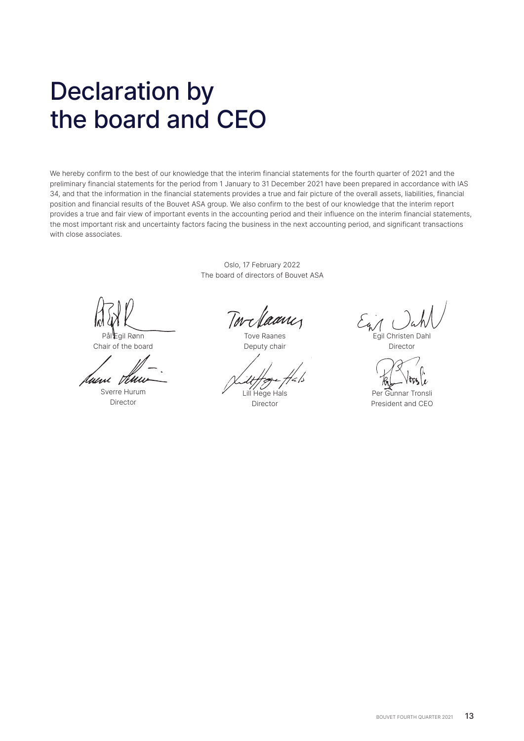# Declaration by the board and CEO

We hereby confirm to the best of our knowledge that the interim financial statements for the fourth quarter of 2021 and the preliminary financial statements for the period from 1 January to 31 December 2021 have been prepared in accordance with IAS 34, and that the information in the financial statements provides a true and fair picture of the overall assets, liabilities, financial position and financial results of the Bouvet ASA group. We also confirm to the best of our knowledge that the interim report provides a true and fair view of important events in the accounting period and their influence on the interim financial statements, the most important risk and uncertainty factors facing the business in the next accounting period, and significant transactions with close associates.

Oslo, 17 February 2022
The board of directors of Bouvet ASA

Pål Egil Rønn
Chair of the board

Tove Raanes
Deputy chair

Egil Christen Dahl
Director

Sverre Hurum
Director

Lill Hege Hals
Director

Per Gunnar Tronsli
President and CEO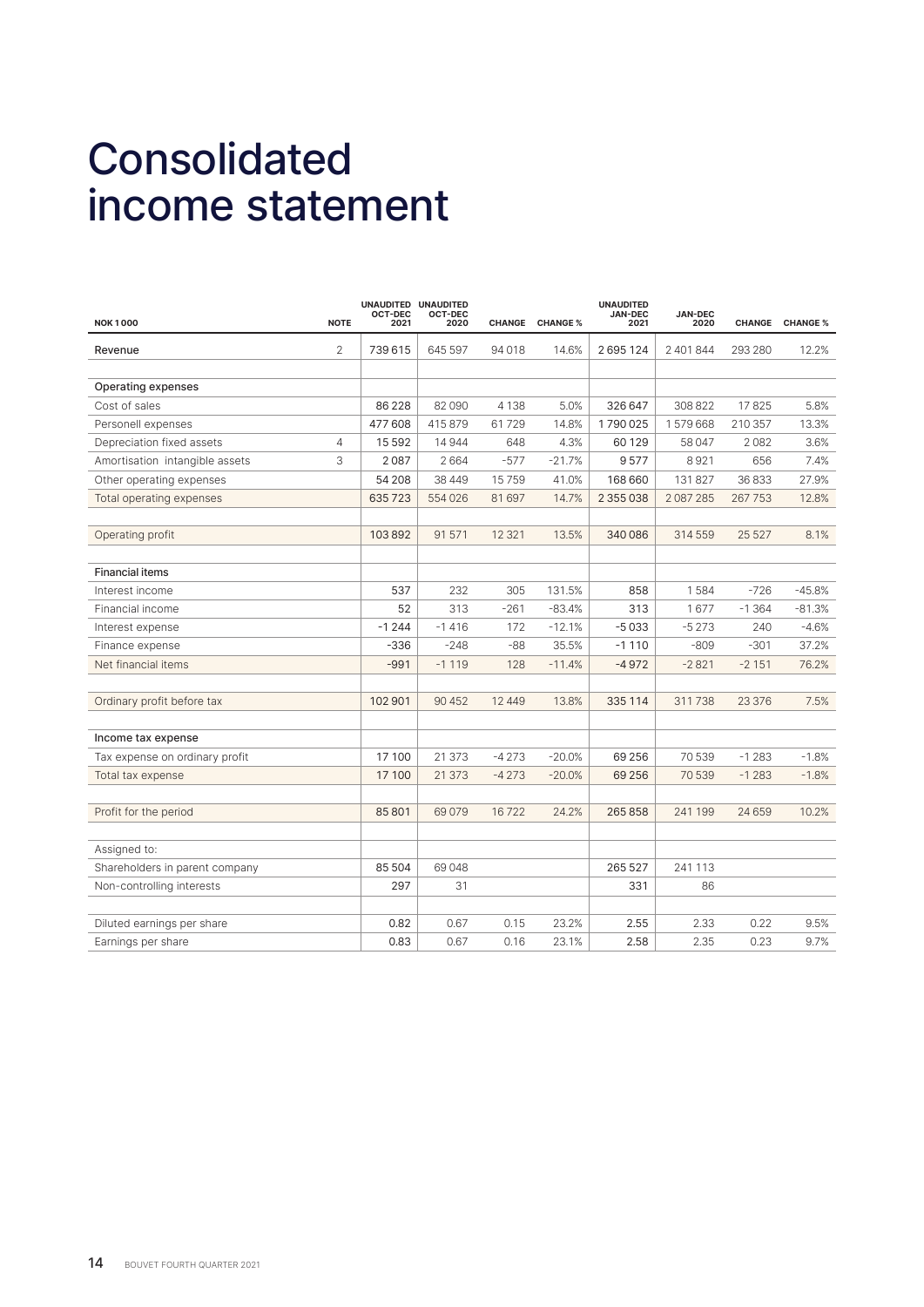# Consolidated income statement

| NOK 1000 | NOTE | UNAUDITED OCT-DEC 2021 | UNAUDITED OCT-DEC 2020 | CHANGE | CHANGE % | UNAUDITED JAN-DEC 2021 | JAN-DEC 2020 | CHANGE | CHANGE % |
|---|---|---|---|---|---|---|---|---|---|
| Revenue | 2 | 739 615 | 645 597 | 94 018 | 14.6% | 2 695 124 | 2 401 844 | 293 280 | 12.2% |
| | | | | | | | | | |
| Operating expenses | | | | | | | | | |
| Cost of sales | | 86 228 | 82 090 | 4 138 | 5.0% | 326 647 | 308 822 | 17 825 | 5.8% |
| Personell expenses | | 477 608 | 415 879 | 61 729 | 14.8% | 1 790 025 | 1 579 668 | 210 357 | 13.3% |
| Depreciation fixed assets | 4 | 15 592 | 14 944 | 648 | 4.3% | 60 129 | 58 047 | 2 082 | 3.6% |
| Amortisation intangible assets | 3 | 2 087 | 2 664 | -577 | -21.7% | 9 577 | 8 921 | 656 | 7.4% |
| Other operating expenses | | 54 208 | 38 449 | 15 759 | 41.0% | 168 660 | 131 827 | 36 833 | 27.9% |
| Total operating expenses | | 635 723 | 554 026 | 81 697 | 14.7% | 2 355 038 | 2 087 285 | 267 753 | 12.8% |
| | | | | | | | | | |
| Operating profit | | 103 892 | 91 571 | 12 321 | 13.5% | 340 086 | 314 559 | 25 527 | 8.1% |
| | | | | | | | | | |
| Financial items | | | | | | | | | |
| Interest income | | 537 | 232 | 305 | 131.5% | 858 | 1 584 | -726 | -45.8% |
| Financial income | | 52 | 313 | -261 | -83.4% | 313 | 1 677 | -1 364 | -81.3% |
| Interest expense | | -1 244 | -1 416 | 172 | -12.1% | -5 033 | -5 273 | 240 | -4.6% |
| Finance expense | | -336 | -248 | -88 | 35.5% | -1 110 | -809 | -301 | 37.2% |
| Net financial items | | -991 | -1 119 | 128 | -11.4% | -4 972 | -2 821 | -2 151 | 76.2% |
| | | | | | | | | | |
| Ordinary profit before tax | | 102 901 | 90 452 | 12 449 | 13.8% | 335 114 | 311 738 | 23 376 | 7.5% |
| | | | | | | | | | |
| Income tax expense | | | | | | | | | |
| Tax expense on ordinary profit | | 17 100 | 21 373 | -4 273 | -20.0% | 69 256 | 70 539 | -1 283 | -1.8% |
| Total tax expense | | 17 100 | 21 373 | -4 273 | -20.0% | 69 256 | 70 539 | -1 283 | -1.8% |
| | | | | | | | | | |
| Profit for the period | | 85 801 | 69 079 | 16 722 | 24.2% | 265 858 | 241 199 | 24 659 | 10.2% |
| | | | | | | | | | |
| Assigned to: | | | | | | | | | |
| Shareholders in parent company | | 85 504 | 69 048 | | | 265 527 | 241 113 | | |
| Non-controlling interests | | 297 | 31 | | | 331 | 86 | | |
| | | | | | | | | | |
| Diluted earnings per share | | 0.82 | 0.67 | 0.15 | 23.2% | 2.55 | 2.33 | 0.22 | 9.5% |
| Earnings per share | | 0.83 | 0.67 | 0.16 | 23.1% | 2.58 | 2.35 | 0.23 | 9.7% |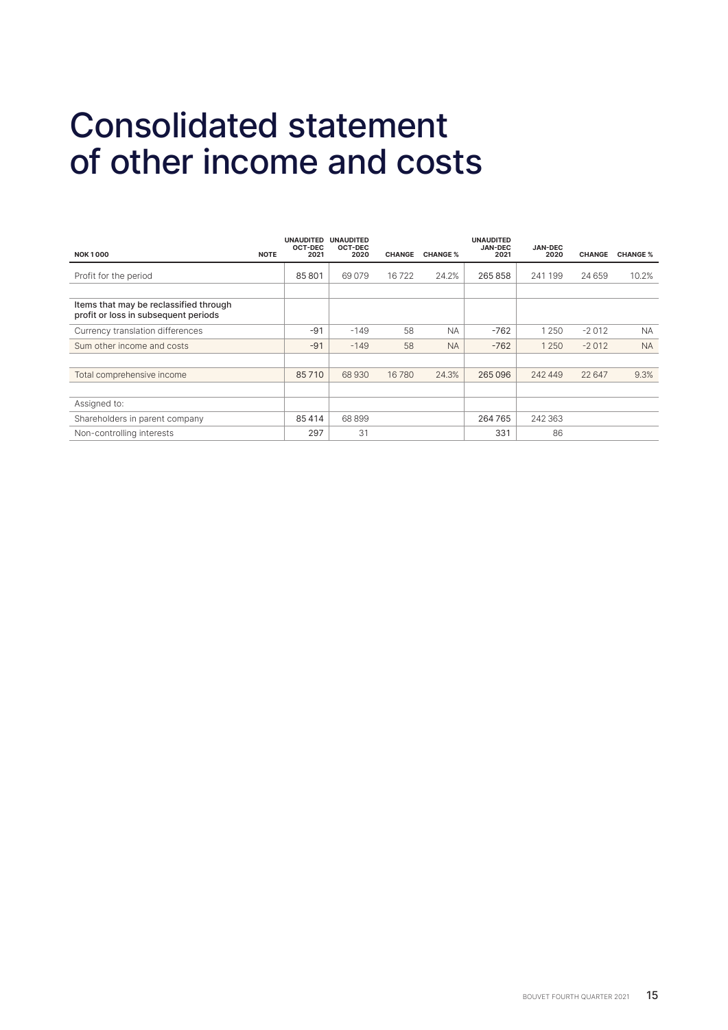# Consolidated statement of other income and costs

| NOK 1 000 | NOTE | UNAUDITED OCT-DEC 2021 | UNAUDITED OCT-DEC 2020 | CHANGE | CHANGE % | UNAUDITED JAN-DEC 2021 | JAN-DEC 2020 | CHANGE | CHANGE % |
|---|---|---|---|---|---|---|---|---|---|
| Profit for the period | | 85 801 | 69 079 | 16 722 | 24.2% | 265 858 | 241 199 | 24 659 | 10.2% |
| | | | | | | | | | |
| Items that may be reclassified through profit or loss in subsequent periods | | | | | | | | | |
| Currency translation differences | | -91 | -149 | 58 | NA | -762 | 1 250 | -2 012 | NA |
| Sum other income and costs | | -91 | -149 | 58 | NA | -762 | 1 250 | -2 012 | NA |
| | | | | | | | | | |
| Total comprehensive income | | 85 710 | 68 930 | 16 780 | 24.3% | 265 096 | 242 449 | 22 647 | 9.3% |
| | | | | | | | | | |
| Assigned to: | | | | | | | | | |
| Shareholders in parent company | | 85 414 | 68 899 | | | 264 765 | 242 363 | | |
| Non-controlling interests | | 297 | 31 | | | 331 | 86 | | |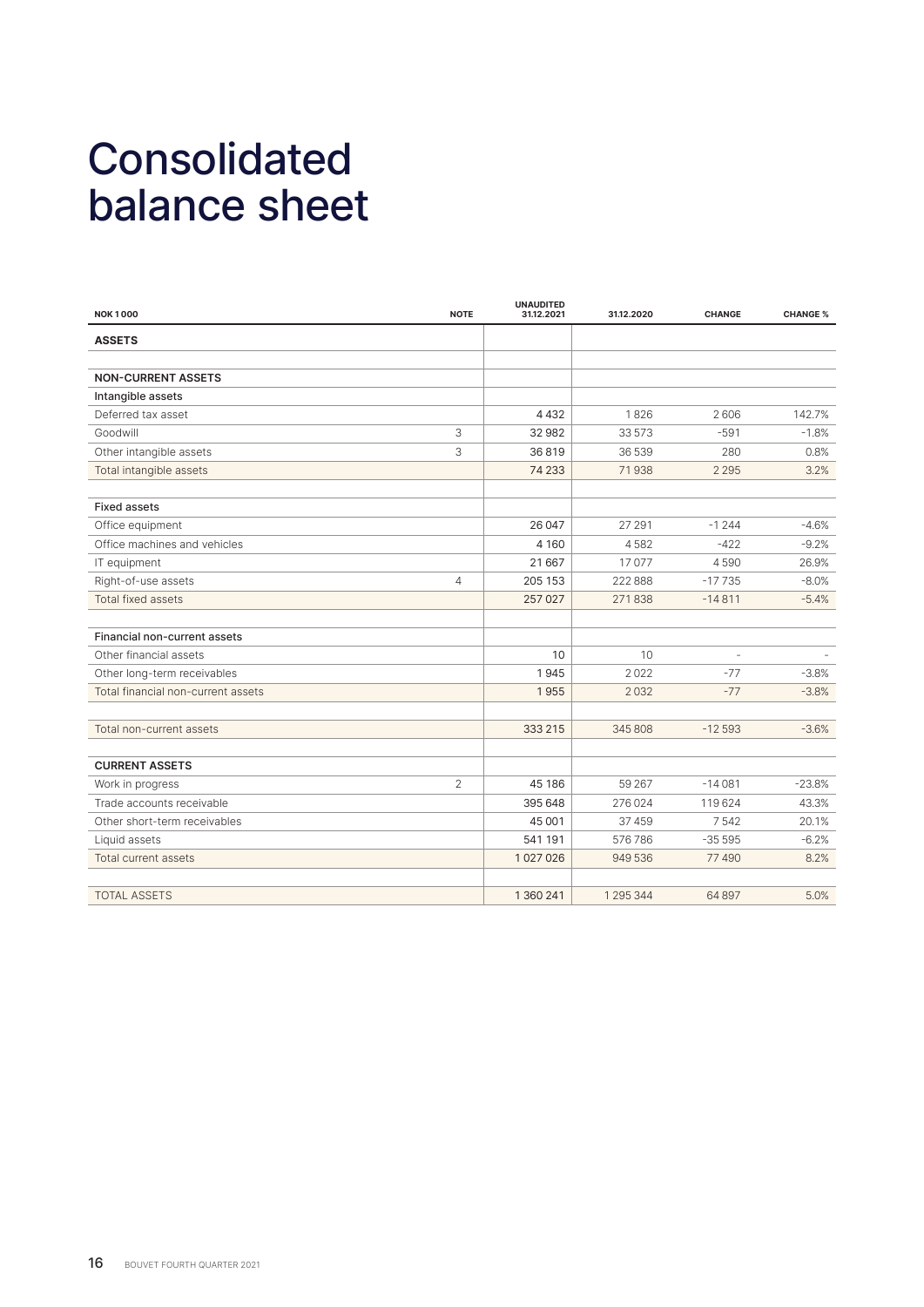# Consolidated balance sheet

| NOK 1 000 | NOTE | UNAUDITED 31.12.2021 | 31.12.2020 | CHANGE | CHANGE % |
|---|---|---|---|---|---|
| **ASSETS** | | | | | |
| | | | | | |
| **NON-CURRENT ASSETS** | | | | | |
| Intangible assets | | | | | |
| Deferred tax asset | | 4 432 | 1 826 | 2 606 | 142.7% |
| Goodwill | 3 | 32 982 | 33 573 | -591 | -1.8% |
| Other intangible assets | 3 | 36 819 | 36 539 | 280 | 0.8% |
| Total intangible assets | | 74 233 | 71 938 | 2 295 | 3.2% |
| | | | | | |
| Fixed assets | | | | | |
| Office equipment | | 26 047 | 27 291 | -1 244 | -4.6% |
| Office machines and vehicles | | 4 160 | 4 582 | -422 | -9.2% |
| IT equipment | | 21 667 | 17 077 | 4 590 | 26.9% |
| Right-of-use assets | 4 | 205 153 | 222 888 | -17 735 | -8.0% |
| Total fixed assets | | 257 027 | 271 838 | -14 811 | -5.4% |
| | | | | | |
| Financial non-current assets | | | | | |
| Other financial assets | | 10 | 10 | - | - |
| Other long-term receivables | | 1 945 | 2 022 | -77 | -3.8% |
| Total financial non-current assets | | 1 955 | 2 032 | -77 | -3.8% |
| | | | | | |
| Total non-current assets | | 333 215 | 345 808 | -12 593 | -3.6% |
| | | | | | |
| **CURRENT ASSETS** | | | | | |
| Work in progress | 2 | 45 186 | 59 267 | -14 081 | -23.8% |
| Trade accounts receivable | | 395 648 | 276 024 | 119 624 | 43.3% |
| Other short-term receivables | | 45 001 | 37 459 | 7 542 | 20.1% |
| Liquid assets | | 541 191 | 576 786 | -35 595 | -6.2% |
| Total current assets | | 1 027 026 | 949 536 | 77 490 | 8.2% |
| | | | | | |
| TOTAL ASSETS | | 1 360 241 | 1 295 344 | 64 897 | 5.0% |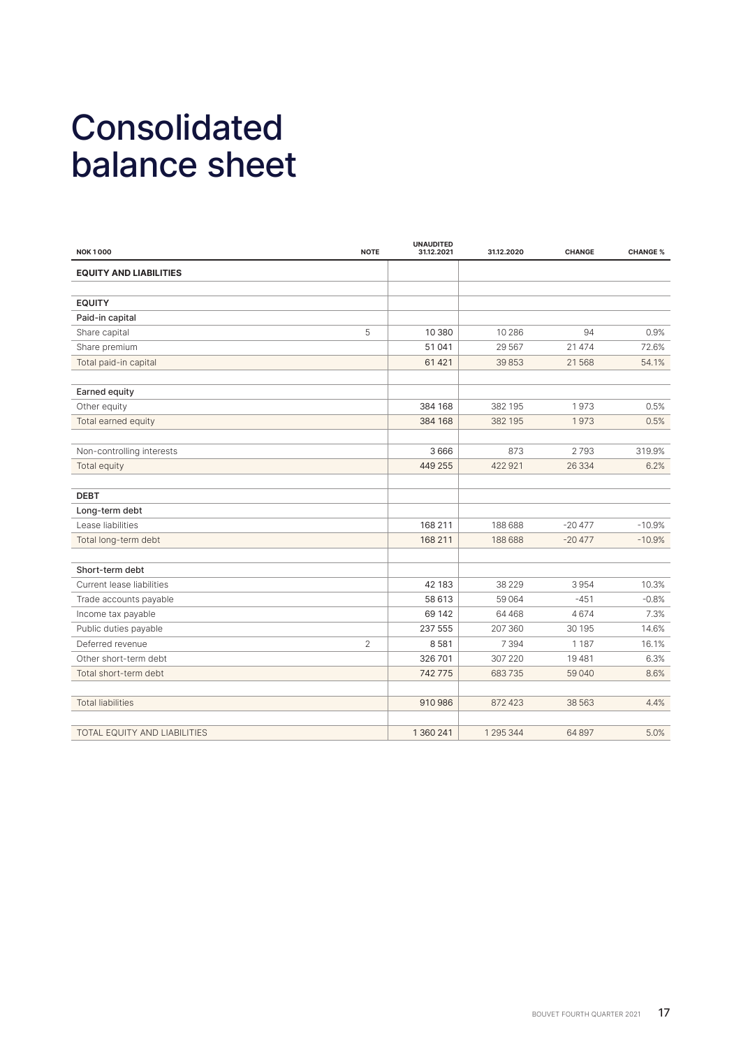# Consolidated balance sheet

| NOK 1 000 | NOTE | UNAUDITED 31.12.2021 | 31.12.2020 | CHANGE | CHANGE % |
|---|---|---|---|---|---|
| **EQUITY AND LIABILITIES** | | | | | |
| | | | | | |
| **EQUITY** | | | | | |
| Paid-in capital | | | | | |
| Share capital | 5 | 10 380 | 10 286 | 94 | 0.9% |
| Share premium | | 51 041 | 29 567 | 21 474 | 72.6% |
| Total paid-in capital | | 61 421 | 39 853 | 21 568 | 54.1% |
| | | | | | |
| Earned equity | | | | | |
| Other equity | | 384 168 | 382 195 | 1 973 | 0.5% |
| Total earned equity | | 384 168 | 382 195 | 1 973 | 0.5% |
| | | | | | |
| Non-controlling interests | | 3 666 | 873 | 2 793 | 319.9% |
| Total equity | | 449 255 | 422 921 | 26 334 | 6.2% |
| | | | | | |
| **DEBT** | | | | | |
| Long-term debt | | | | | |
| Lease liabilities | | 168 211 | 188 688 | -20 477 | -10.9% |
| Total long-term debt | | 168 211 | 188 688 | -20 477 | -10.9% |
| | | | | | |
| Short-term debt | | | | | |
| Current lease liabilities | | 42 183 | 38 229 | 3 954 | 10.3% |
| Trade accounts payable | | 58 613 | 59 064 | -451 | -0.8% |
| Income tax payable | | 69 142 | 64 468 | 4 674 | 7.3% |
| Public duties payable | | 237 555 | 207 360 | 30 195 | 14.6% |
| Deferred revenue | 2 | 8 581 | 7 394 | 1 187 | 16.1% |
| Other short-term debt | | 326 701 | 307 220 | 19 481 | 6.3% |
| Total short-term debt | | 742 775 | 683 735 | 59 040 | 8.6% |
| | | | | | |
| Total liabilities | | 910 986 | 872 423 | 38 563 | 4.4% |
| | | | | | |
| TOTAL EQUITY AND LIABILITIES | | 1 360 241 | 1 295 344 | 64 897 | 5.0% |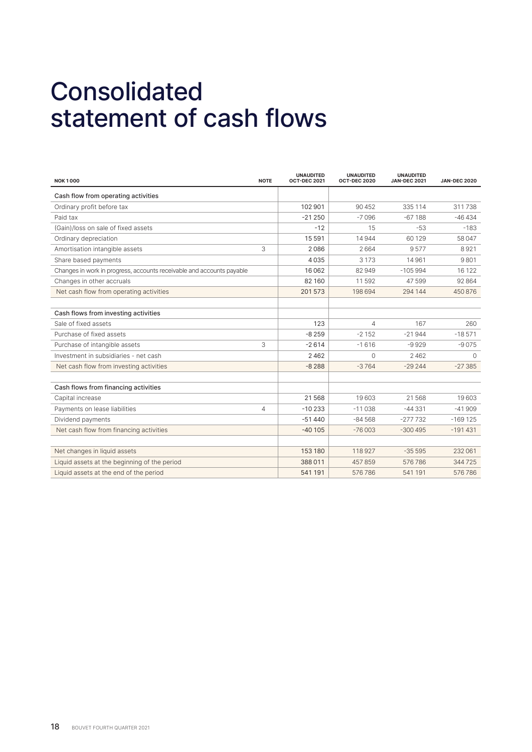# Consolidated statement of cash flows

| NOK 1 000 | NOTE | UNAUDITED OCT-DEC 2021 | UNAUDITED OCT-DEC 2020 | UNAUDITED JAN-DEC 2021 | JAN-DEC 2020 |
|---|---|---|---|---|---|
| Cash flow from operating activities | | | | | |
| Ordinary profit before tax | | 102 901 | 90 452 | 335 114 | 311 738 |
| Paid tax | | -21 250 | -7 096 | -67 188 | -46 434 |
| (Gain)/loss on sale of fixed assets | | -12 | 15 | -53 | -183 |
| Ordinary depreciation | | 15 591 | 14 944 | 60 129 | 58 047 |
| Amortisation intangible assets | 3 | 2 086 | 2 664 | 9 577 | 8 921 |
| Share based payments | | 4 035 | 3 173 | 14 961 | 9 801 |
| Changes in work in progress, accounts receivable and accounts payable | | 16 062 | 82 949 | -105 994 | 16 122 |
| Changes in other accruals | | 82 160 | 11 592 | 47 599 | 92 864 |
| Net cash flow from operating activities | | 201 573 | 198 694 | 294 144 | 450 876 |
| | | | | | |
| Cash flows from investing activities | | | | | |
| Sale of fixed assets | | 123 | 4 | 167 | 260 |
| Purchase of fixed assets | | -8 259 | -2 152 | -21 944 | -18 571 |
| Purchase of intangible assets | 3 | -2 614 | -1 616 | -9 929 | -9 075 |
| Investment in subsidiaries - net cash | | 2 462 | 0 | 2 462 | 0 |
| Net cash flow from investing activities | | -8 288 | -3 764 | -29 244 | -27 385 |
| | | | | | |
| Cash flows from financing activities | | | | | |
| Capital increase | | 21 568 | 19 603 | 21 568 | 19 603 |
| Payments on lease liabilities | 4 | -10 233 | -11 038 | -44 331 | -41 909 |
| Dividend payments | | -51 440 | -84 568 | -277 732 | -169 125 |
| Net cash flow from financing activities | | -40 105 | -76 003 | -300 495 | -191 431 |
| | | | | | |
| Net changes in liquid assets | | 153 180 | 118 927 | -35 595 | 232 061 |
| Liquid assets at the beginning of the period | | 388 011 | 457 859 | 576 786 | 344 725 |
| Liquid assets at the end of the period | | 541 191 | 576 786 | 541 191 | 576 786 |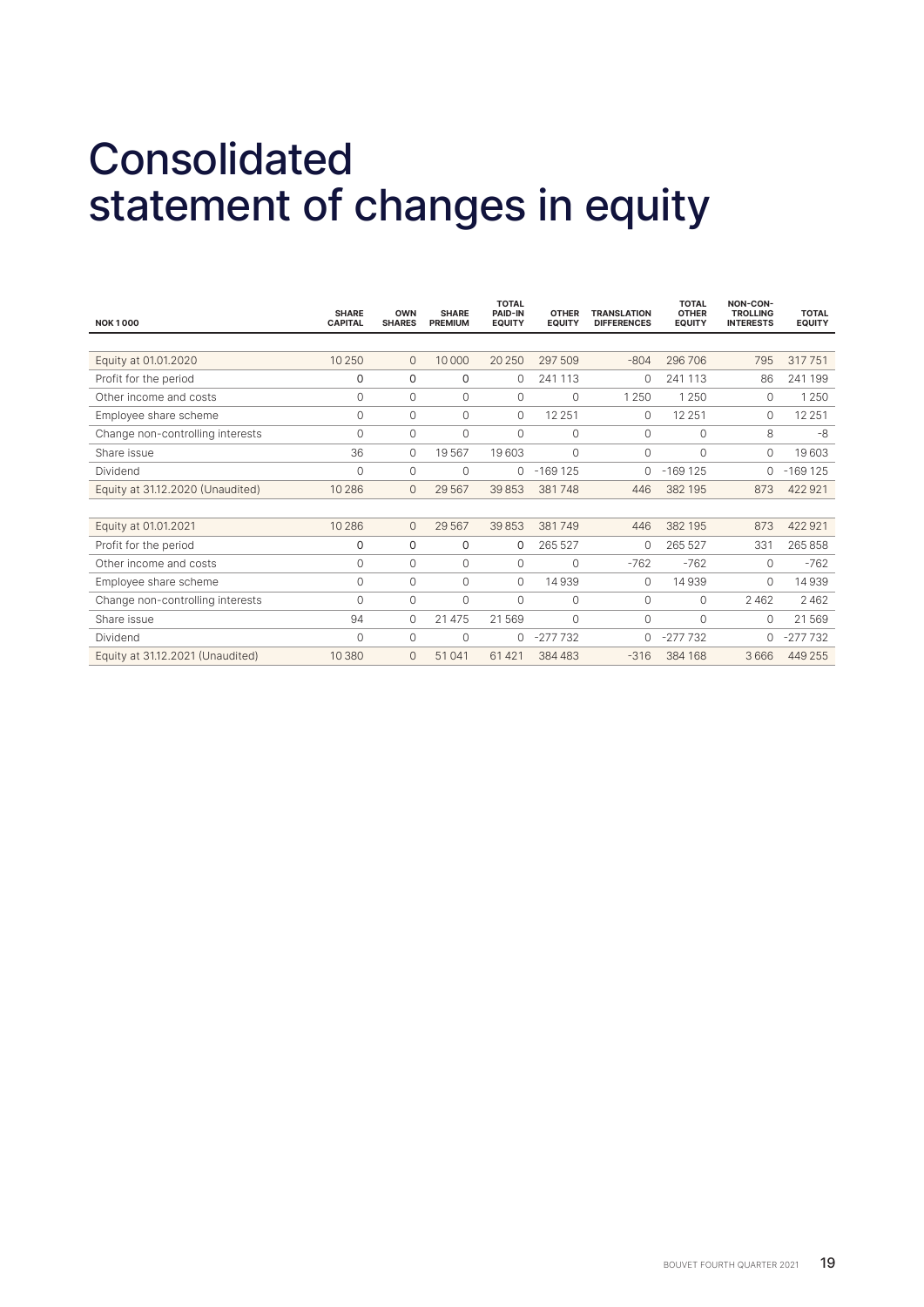# Consolidated statement of changes in equity

| NOK 1 000 | SHARE CAPITAL | OWN SHARES | SHARE PREMIUM | TOTAL PAID-IN EQUITY | OTHER EQUITY | TRANSLATION DIFFERENCES | TOTAL OTHER EQUITY | NON-CONTROLLING INTERESTS | TOTAL EQUITY |
|---|---|---|---|---|---|---|---|---|---|
| Equity at 01.01.2020 | 10 250 | 0 | 10 000 | 20 250 | 297 509 | -804 | 296 706 | 795 | 317 751 |
| Profit for the period | 0 | 0 | 0 | 0 | 241 113 | 0 | 241 113 | 86 | 241 199 |
| Other income and costs | 0 | 0 | 0 | 0 | 0 | 1 250 | 1 250 | 0 | 1 250 |
| Employee share scheme | 0 | 0 | 0 | 0 | 12 251 | 0 | 12 251 | 0 | 12 251 |
| Change non-controlling interests | 0 | 0 | 0 | 0 | 0 | 0 | 0 | 8 | -8 |
| Share issue | 36 | 0 | 19 567 | 19 603 | 0 | 0 | 0 | 0 | 19 603 |
| Dividend | 0 | 0 | 0 | 0 | -169 125 | 0 | -169 125 | 0 | -169 125 |
| Equity at 31.12.2020 (Unaudited) | 10 286 | 0 | 29 567 | 39 853 | 381 748 | 446 | 382 195 | 873 | 422 921 |
| | | | | | | | | | |
| Equity at 01.01.2021 | 10 286 | 0 | 29 567 | 39 853 | 381 749 | 446 | 382 195 | 873 | 422 921 |
| Profit for the period | 0 | 0 | 0 | 0 | 265 527 | 0 | 265 527 | 331 | 265 858 |
| Other income and costs | 0 | 0 | 0 | 0 | 0 | -762 | -762 | 0 | -762 |
| Employee share scheme | 0 | 0 | 0 | 0 | 14 939 | 0 | 14 939 | 0 | 14 939 |
| Change non-controlling interests | 0 | 0 | 0 | 0 | 0 | 0 | 0 | 2 462 | 2 462 |
| Share issue | 94 | 0 | 21 475 | 21 569 | 0 | 0 | 0 | 0 | 21 569 |
| Dividend | 0 | 0 | 0 | 0 | -277 732 | 0 | -277 732 | 0 | -277 732 |
| Equity at 31.12.2021 (Unaudited) | 10 380 | 0 | 51 041 | 61 421 | 384 483 | -316 | 384 168 | 3 666 | 449 255 |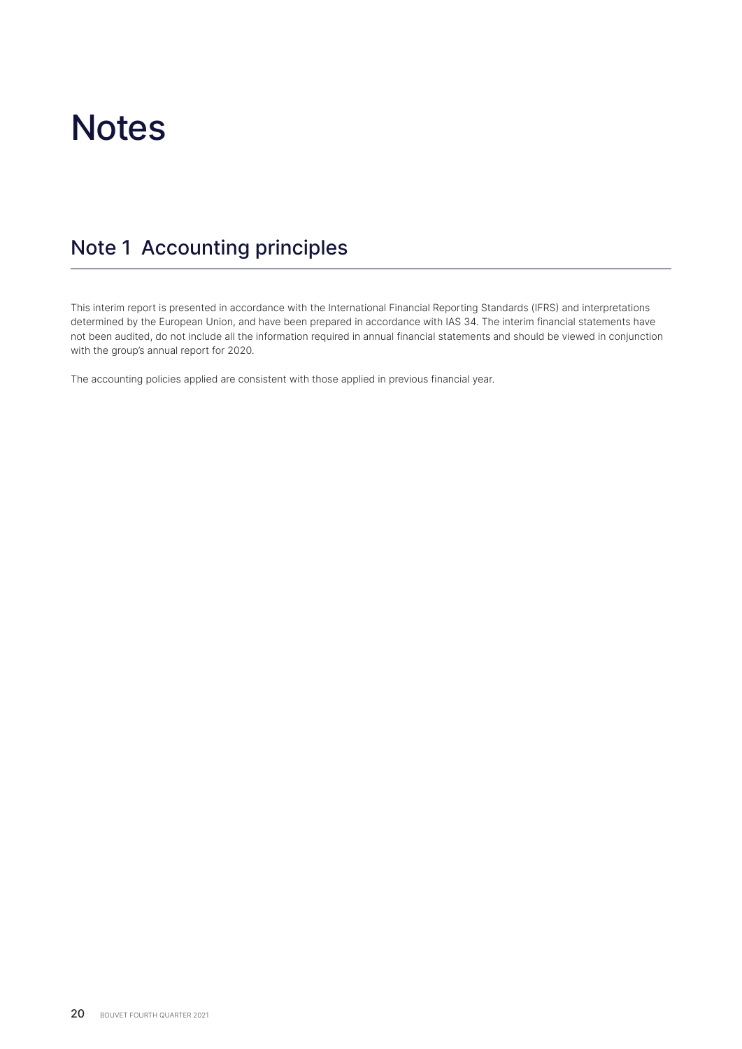# Notes

## Note 1 Accounting principles

This interim report is presented in accordance with the International Financial Reporting Standards (IFRS) and interpretations determined by the European Union, and have been prepared in accordance with IAS 34. The interim financial statements have not been audited, do not include all the information required in annual financial statements and should be viewed in conjunction with the group's annual report for 2020.

The accounting policies applied are consistent with those applied in previous financial year.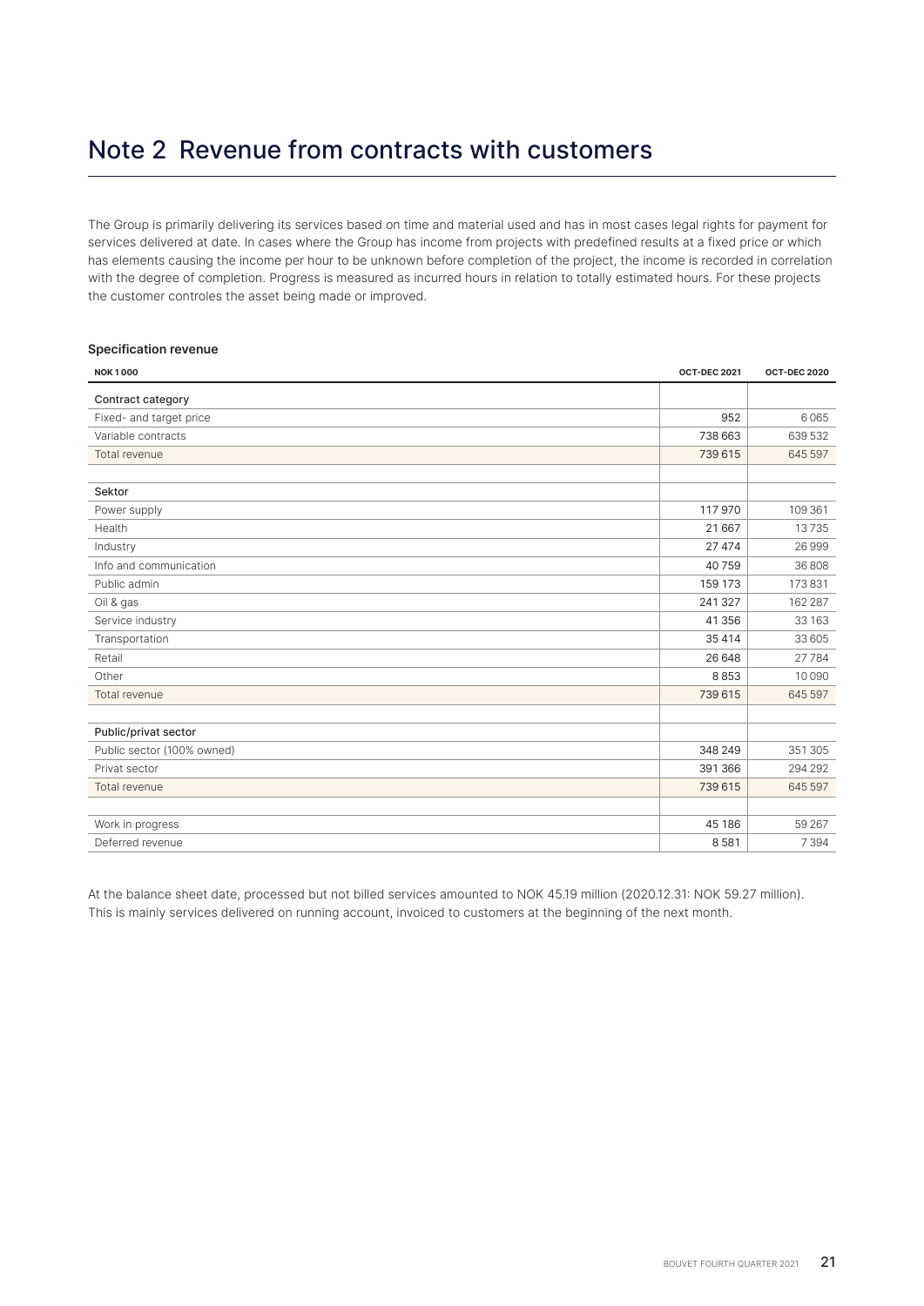# Note 2 Revenue from contracts with customers

The Group is primarily delivering its services based on time and material used and has in most cases legal rights for payment for services delivered at date. In cases where the Group has income from projects with predefined results at a fixed price or which has elements causing the income per hour to be unknown before completion of the project, the income is recorded in correlation with the degree of completion. Progress is measured as incurred hours in relation to totally estimated hours. For these projects the customer controles the asset being made or improved.

**Specification revenue**

| NOK 1 000 | OCT-DEC 2021 | OCT-DEC 2020 |
|---|---|---|
| Contract category | | |
| Fixed- and target price | 952 | 6 065 |
| Variable contracts | 738 663 | 639 532 |
| Total revenue | 739 615 | 645 597 |
| | | |
| Sektor | | |
| Power supply | 117 970 | 109 361 |
| Health | 21 667 | 13 735 |
| Industry | 27 474 | 26 999 |
| Info and communication | 40 759 | 36 808 |
| Public admin | 159 173 | 173 831 |
| Oil & gas | 241 327 | 162 287 |
| Service industry | 41 356 | 33 163 |
| Transportation | 35 414 | 33 605 |
| Retail | 26 648 | 27 784 |
| Other | 8 853 | 10 090 |
| Total revenue | 739 615 | 645 597 |
| | | |
| Public/privat sector | | |
| Public sector (100% owned) | 348 249 | 351 305 |
| Privat sector | 391 366 | 294 292 |
| Total revenue | 739 615 | 645 597 |
| | | |
| Work in progress | 45 186 | 59 267 |
| Deferred revenue | 8 581 | 7 394 |

At the balance sheet date, processed but not billed services amounted to NOK 45.19 million (2020.12.31: NOK 59.27 million). This is mainly services delivered on running account, invoiced to customers at the beginning of the next month.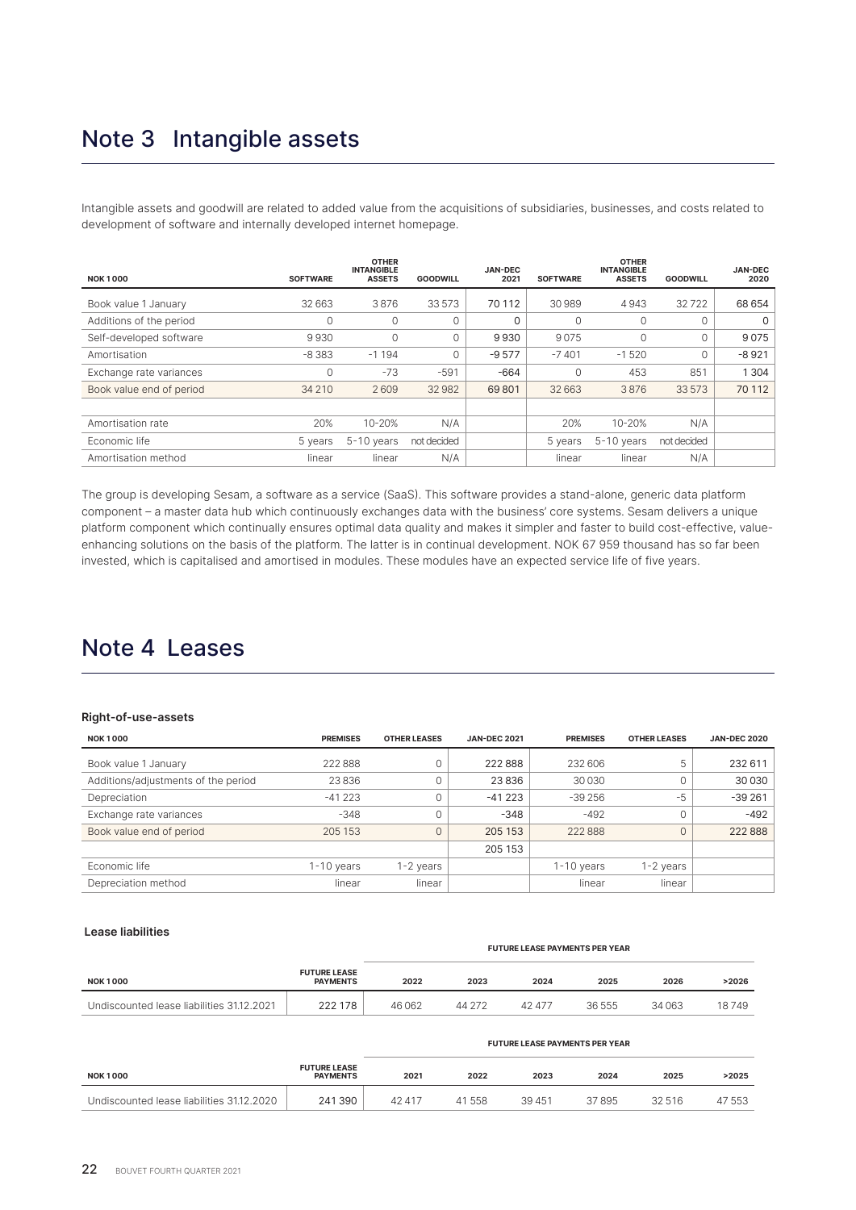# Note 3 Intangible assets

Intangible assets and goodwill are related to added value from the acquisitions of subsidiaries, businesses, and costs related to development of software and internally developed internet homepage.

| NOK 1 000 | SOFTWARE | OTHER INTANGIBLE ASSETS | GOODWILL | JAN-DEC 2021 | SOFTWARE | OTHER INTANGIBLE ASSETS | GOODWILL | JAN-DEC 2020 |
|---|---|---|---|---|---|---|---|---|
| Book value 1 January | 32 663 | 3 876 | 33 573 | 70 112 | 30 989 | 4 943 | 32 722 | 68 654 |
| Additions of the period | 0 | 0 | 0 | 0 | 0 | 0 | 0 | 0 |
| Self-developed software | 9 930 | 0 | 0 | 9 930 | 9 075 | 0 | 0 | 9 075 |
| Amortisation | -8 383 | -1 194 | 0 | -9 577 | -7 401 | -1 520 | 0 | -8 921 |
| Exchange rate variances | 0 | -73 | -591 | -664 | 0 | 453 | 851 | 1 304 |
| Book value end of period | 34 210 | 2 609 | 32 982 | 69 801 | 32 663 | 3 876 | 33 573 | 70 112 |
| | | | | | | | | |
| Amortisation rate | 20% | 10-20% | N/A | | 20% | 10-20% | N/A | |
| Economic life | 5 years | 5-10 years | not decided | | 5 years | 5-10 years | not decided | |
| Amortisation method | linear | linear | N/A | | linear | linear | N/A | |

The group is developing Sesam, a software as a service (SaaS). This software provides a stand-alone, generic data platform component – a master data hub which continuously exchanges data with the business' core systems. Sesam delivers a unique platform component which continually ensures optimal data quality and makes it simpler and faster to build cost-effective, value-enhancing solutions on the basis of the platform. The latter is in continual development. NOK 67 959 thousand has so far been invested, which is capitalised and amortised in modules. These modules have an expected service life of five years.

# Note 4 Leases

### Right-of-use-assets

| NOK 1 000 | PREMISES | OTHER LEASES | JAN-DEC 2021 | PREMISES | OTHER LEASES | JAN-DEC 2020 |
|---|---|---|---|---|---|---|
| Book value 1 January | 222 888 | 0 | 222 888 | 232 606 | 5 | 232 611 |
| Additions/adjustments of the period | 23 836 | 0 | 23 836 | 30 030 | 0 | 30 030 |
| Depreciation | -41 223 | 0 | -41 223 | -39 256 | -5 | -39 261 |
| Exchange rate variances | -348 | 0 | -348 | -492 | 0 | -492 |
| Book value end of period | 205 153 | 0 | 205 153 | 222 888 | 0 | 222 888 |
| | | | 205 153 | | | |
| Economic life | 1-10 years | 1-2 years | | 1-10 years | 1-2 years | |
| Depreciation method | linear | linear | | linear | linear | |

### Lease liabilities

| NOK 1 000 | FUTURE LEASE PAYMENTS | FUTURE LEASE PAYMENTS PER YEAR | | | | | |
|---|---|---|---|---|---|---|---|
| | | 2022 | 2023 | 2024 | 2025 | 2026 | >2026 |
| Undiscounted lease liabilities 31.12.2021 | 222 178 | 46 062 | 44 272 | 42 477 | 36 555 | 34 063 | 18 749 |

| NOK 1 000 | FUTURE LEASE PAYMENTS | FUTURE LEASE PAYMENTS PER YEAR | | | | | |
|---|---|---|---|---|---|---|---|
| | | 2021 | 2022 | 2023 | 2024 | 2025 | >2025 |
| Undiscounted lease liabilities 31.12.2020 | 241 390 | 42 417 | 41 558 | 39 451 | 37 895 | 32 516 | 47 553 |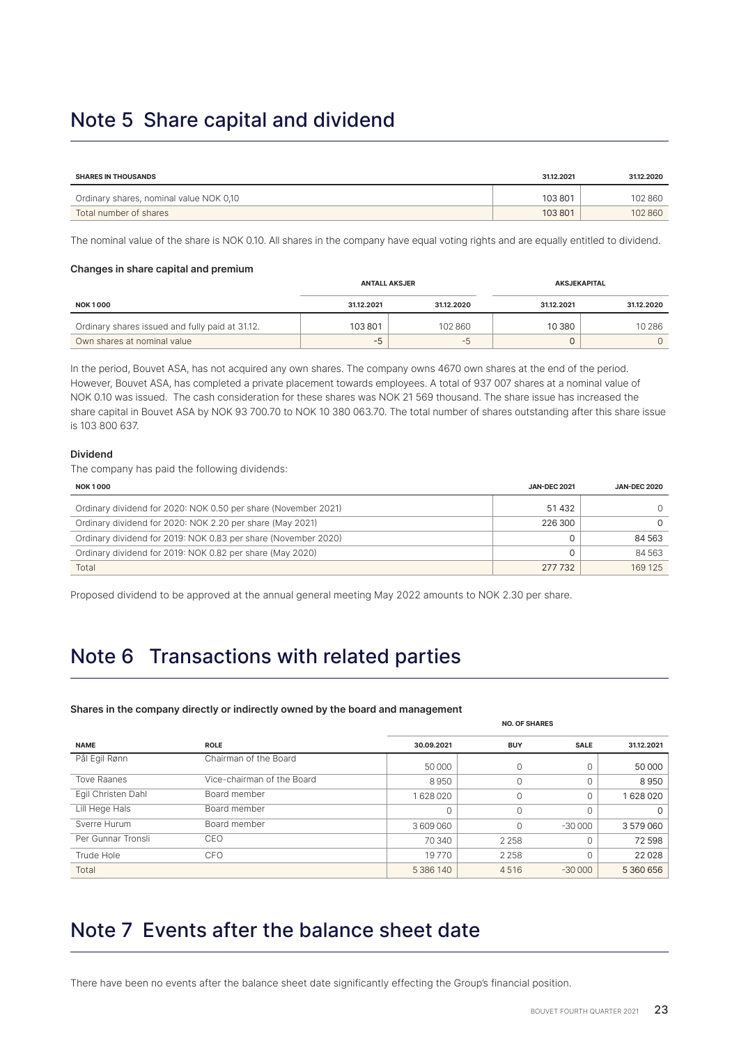# Note 5 Share capital and dividend

| SHARES IN THOUSANDS | 31.12.2021 | 31.12.2020 |
| --- | --- | --- |
| Ordinary shares, nominal value NOK 0,10 | 103 801 | 102 860 |
| Total number of shares | 103 801 | 102 860 |

The nominal value of the share is NOK 0.10. All shares in the company have equal voting rights and are equally entitled to dividend.

### Changes in share capital and premium

| | ANTALL AKSJER | | AKSJEKAPITAL | |
| --- | --- | --- | --- | --- |
| NOK 1 000 | 31.12.2021 | 31.12.2020 | 31.12.2021 | 31.12.2020 |
| Ordinary shares issued and fully paid at 31.12. | 103 801 | 102 860 | 10 380 | 10 286 |
| Own shares at nominal value | -5 | -5 | 0 | 0 |

In the period, Bouvet ASA, has not acquired any own shares. The company owns 4670 own shares at the end of the period. However, Bouvet ASA, has completed a private placement towards employees. A total of 937 007 shares at a nominal value of NOK 0.10 was issued. The cash consideration for these shares was NOK 21 569 thousand. The share issue has increased the share capital in Bouvet ASA by NOK 93 700.70 to NOK 10 380 063.70. The total number of shares outstanding after this share issue is 103 800 637.

### Dividend

The company has paid the following dividends:

| NOK 1 000 | JAN-DEC 2021 | JAN-DEC 2020 |
| --- | --- | --- |
| Ordinary dividend for 2020: NOK 0.50 per share (November 2021) | 51 432 | 0 |
| Ordinary dividend for 2020: NOK 2.20 per share (May 2021) | 226 300 | 0 |
| Ordinary dividend for 2019: NOK 0.83 per share (November 2020) | 0 | 84 563 |
| Ordinary dividend for 2019: NOK 0.82 per share (May 2020) | 0 | 84 563 |
| Total | 277 732 | 169 125 |

Proposed dividend to be approved at the annual general meeting May 2022 amounts to NOK 2.30 per share.

# Note 6 Transactions with related parties

### Shares in the company directly or indirectly owned by the board and management

| | | NO. OF SHARES | | | |
| --- | --- | --- | --- | --- | --- |
| NAME | ROLE | 30.09.2021 | BUY | SALE | 31.12.2021 |
| Pål Egil Rønn | Chairman of the Board | 50 000 | 0 | 0 | 50 000 |
| Tove Raanes | Vice-chairman of the Board | 8 950 | 0 | 0 | 8 950 |
| Egil Christen Dahl | Board member | 1 628 020 | 0 | 0 | 1 628 020 |
| Lill Hege Hals | Board member | 0 | 0 | 0 | 0 |
| Sverre Hurum | Board member | 3 609 060 | 0 | -30 000 | 3 579 060 |
| Per Gunnar Tronsli | CEO | 70 340 | 2 258 | 0 | 72 598 |
| Trude Hole | CFO | 19 770 | 2 258 | 0 | 22 028 |
| Total | | 5 386 140 | 4 516 | -30 000 | 5 360 656 |

# Note 7 Events after the balance sheet date

There have been no events after the balance sheet date significantly effecting the Group's financial position.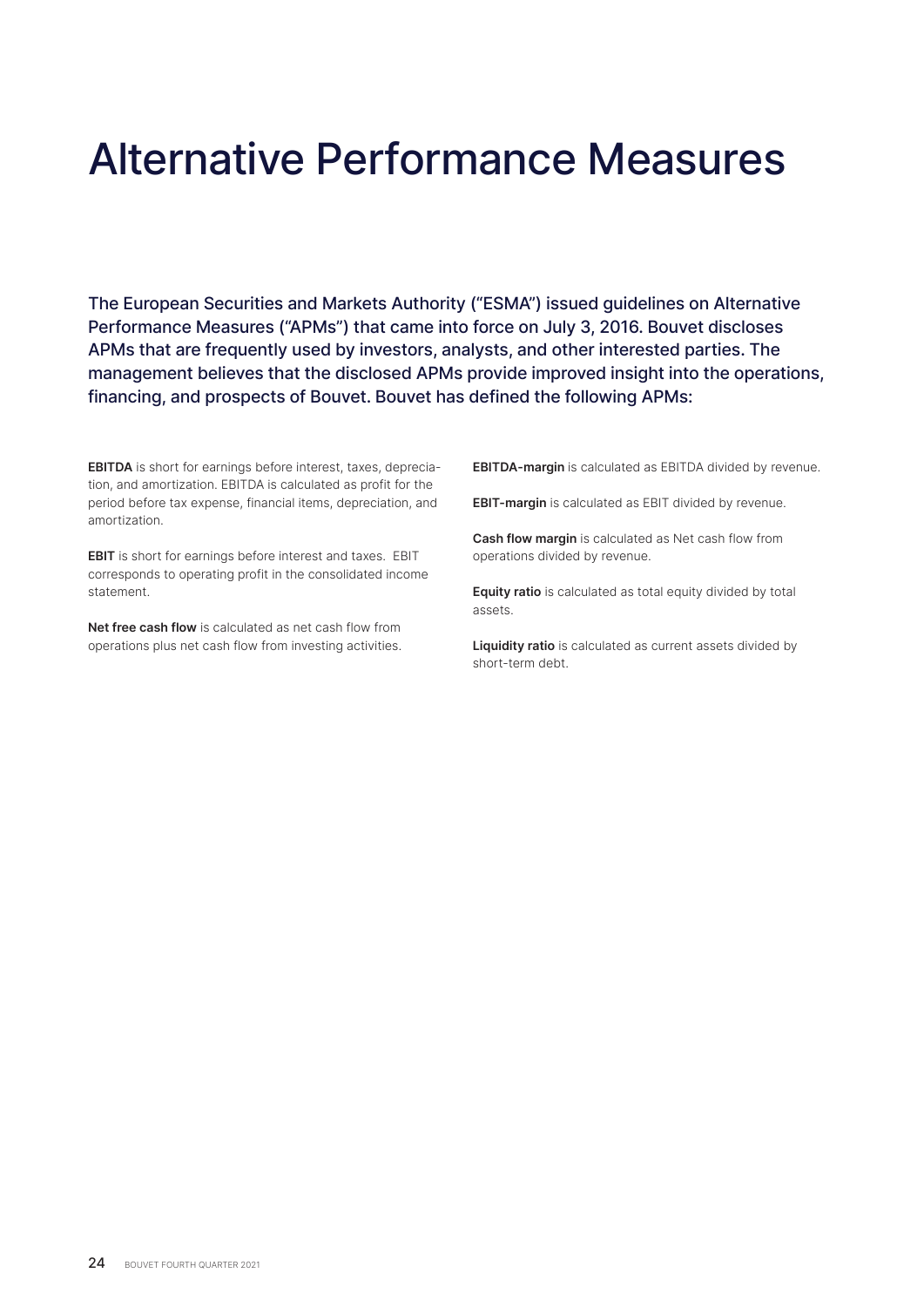# Alternative Performance Measures

The European Securities and Markets Authority ("ESMA") issued guidelines on Alternative Performance Measures ("APMs") that came into force on July 3, 2016. Bouvet discloses APMs that are frequently used by investors, analysts, and other interested parties. The management believes that the disclosed APMs provide improved insight into the operations, financing, and prospects of Bouvet. Bouvet has defined the following APMs:

**EBITDA** is short for earnings before interest, taxes, depreciation, and amortization. EBITDA is calculated as profit for the period before tax expense, financial items, depreciation, and amortization.

**EBIT** is short for earnings before interest and taxes. EBIT corresponds to operating profit in the consolidated income statement.

**Net free cash flow** is calculated as net cash flow from operations plus net cash flow from investing activities.

**EBITDA-margin** is calculated as EBITDA divided by revenue.

**EBIT-margin** is calculated as EBIT divided by revenue.

**Cash flow margin** is calculated as Net cash flow from operations divided by revenue.

**Equity ratio** is calculated as total equity divided by total assets.

**Liquidity ratio** is calculated as current assets divided by short-term debt.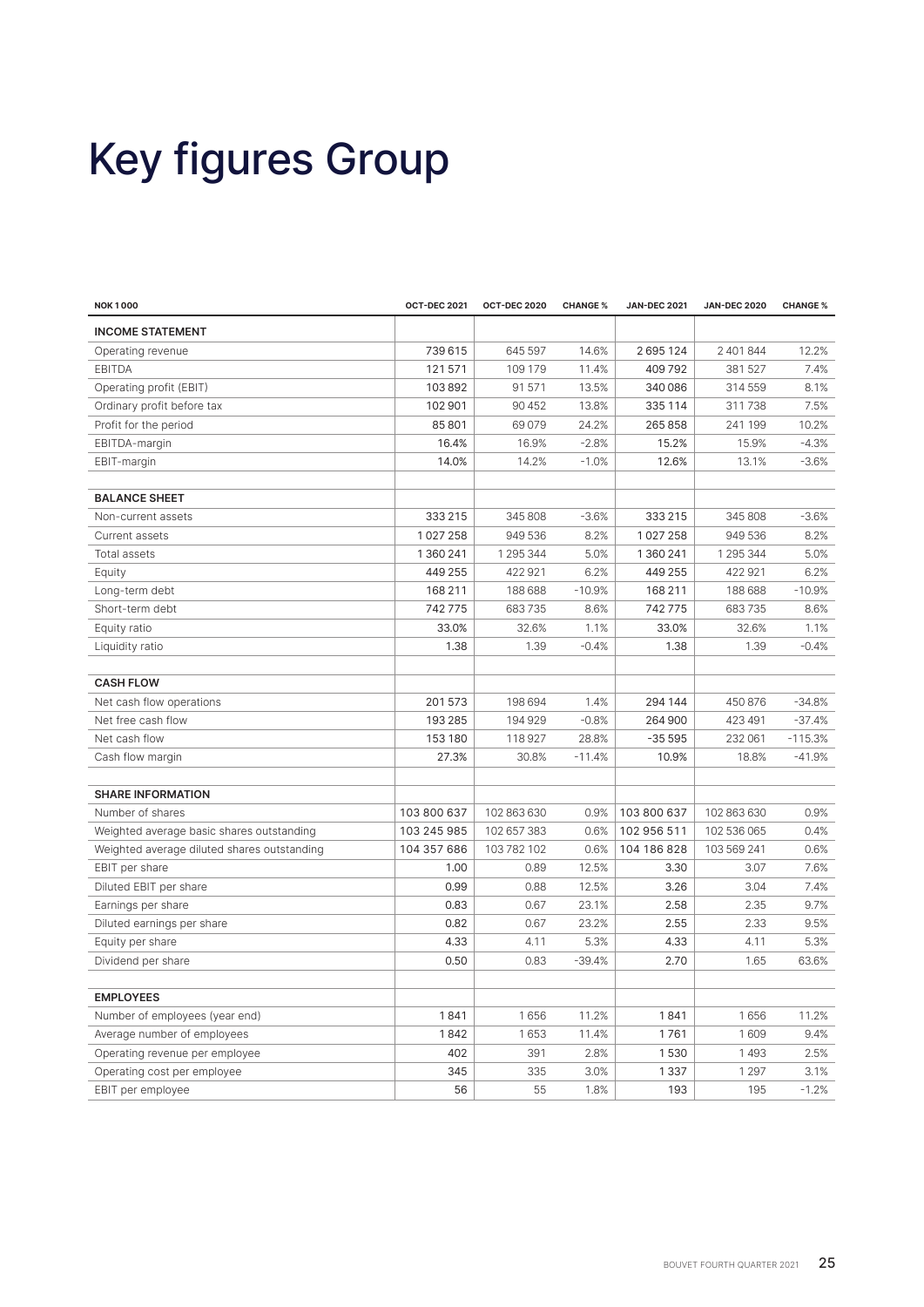# Key figures Group

| NOK 1 000 | OCT-DEC 2021 | OCT-DEC 2020 | CHANGE % | JAN-DEC 2021 | JAN-DEC 2020 | CHANGE % |
|---|---|---|---|---|---|---|
| **INCOME STATEMENT** | | | | | | |
| Operating revenue | 739 615 | 645 597 | 14.6% | 2 695 124 | 2 401 844 | 12.2% |
| EBITDA | 121 571 | 109 179 | 11.4% | 409 792 | 381 527 | 7.4% |
| Operating profit (EBIT) | 103 892 | 91 571 | 13.5% | 340 086 | 314 559 | 8.1% |
| Ordinary profit before tax | 102 901 | 90 452 | 13.8% | 335 114 | 311 738 | 7.5% |
| Profit for the period | 85 801 | 69 079 | 24.2% | 265 858 | 241 199 | 10.2% |
| EBITDA-margin | 16.4% | 16.9% | -2.8% | 15.2% | 15.9% | -4.3% |
| EBIT-margin | 14.0% | 14.2% | -1.0% | 12.6% | 13.1% | -3.6% |
| | | | | | | |
| **BALANCE SHEET** | | | | | | |
| Non-current assets | 333 215 | 345 808 | -3.6% | 333 215 | 345 808 | -3.6% |
| Current assets | 1 027 258 | 949 536 | 8.2% | 1 027 258 | 949 536 | 8.2% |
| Total assets | 1 360 241 | 1 295 344 | 5.0% | 1 360 241 | 1 295 344 | 5.0% |
| Equity | 449 255 | 422 921 | 6.2% | 449 255 | 422 921 | 6.2% |
| Long-term debt | 168 211 | 188 688 | -10.9% | 168 211 | 188 688 | -10.9% |
| Short-term debt | 742 775 | 683 735 | 8.6% | 742 775 | 683 735 | 8.6% |
| Equity ratio | 33.0% | 32.6% | 1.1% | 33.0% | 32.6% | 1.1% |
| Liquidity ratio | 1.38 | 1.39 | -0.4% | 1.38 | 1.39 | -0.4% |
| | | | | | | |
| **CASH FLOW** | | | | | | |
| Net cash flow operations | 201 573 | 198 694 | 1.4% | 294 144 | 450 876 | -34.8% |
| Net free cash flow | 193 285 | 194 929 | -0.8% | 264 900 | 423 491 | -37.4% |
| Net cash flow | 153 180 | 118 927 | 28.8% | -35 595 | 232 061 | -115.3% |
| Cash flow margin | 27.3% | 30.8% | -11.4% | 10.9% | 18.8% | -41.9% |
| | | | | | | |
| **SHARE INFORMATION** | | | | | | |
| Number of shares | 103 800 637 | 102 863 630 | 0.9% | 103 800 637 | 102 863 630 | 0.9% |
| Weighted average basic shares outstanding | 103 245 985 | 102 657 383 | 0.6% | 102 956 511 | 102 536 065 | 0.4% |
| Weighted average diluted shares outstanding | 104 357 686 | 103 782 102 | 0.6% | 104 186 828 | 103 569 241 | 0.6% |
| EBIT per share | 1.00 | 0.89 | 12.5% | 3.30 | 3.07 | 7.6% |
| Diluted EBIT per share | 0.99 | 0.88 | 12.5% | 3.26 | 3.04 | 7.4% |
| Earnings per share | 0.83 | 0.67 | 23.1% | 2.58 | 2.35 | 9.7% |
| Diluted earnings per share | 0.82 | 0.67 | 23.2% | 2.55 | 2.33 | 9.5% |
| Equity per share | 4.33 | 4.11 | 5.3% | 4.33 | 4.11 | 5.3% |
| Dividend per share | 0.50 | 0.83 | -39.4% | 2.70 | 1.65 | 63.6% |
| | | | | | | |
| **EMPLOYEES** | | | | | | |
| Number of employees (year end) | 1 841 | 1 656 | 11.2% | 1 841 | 1 656 | 11.2% |
| Average number of employees | 1 842 | 1 653 | 11.4% | 1 761 | 1 609 | 9.4% |
| Operating revenue per employee | 402 | 391 | 2.8% | 1 530 | 1 493 | 2.5% |
| Operating cost per employee | 345 | 335 | 3.0% | 1 337 | 1 297 | 3.1% |
| EBIT per employee | 56 | 55 | 1.8% | 193 | 195 | -1.2% |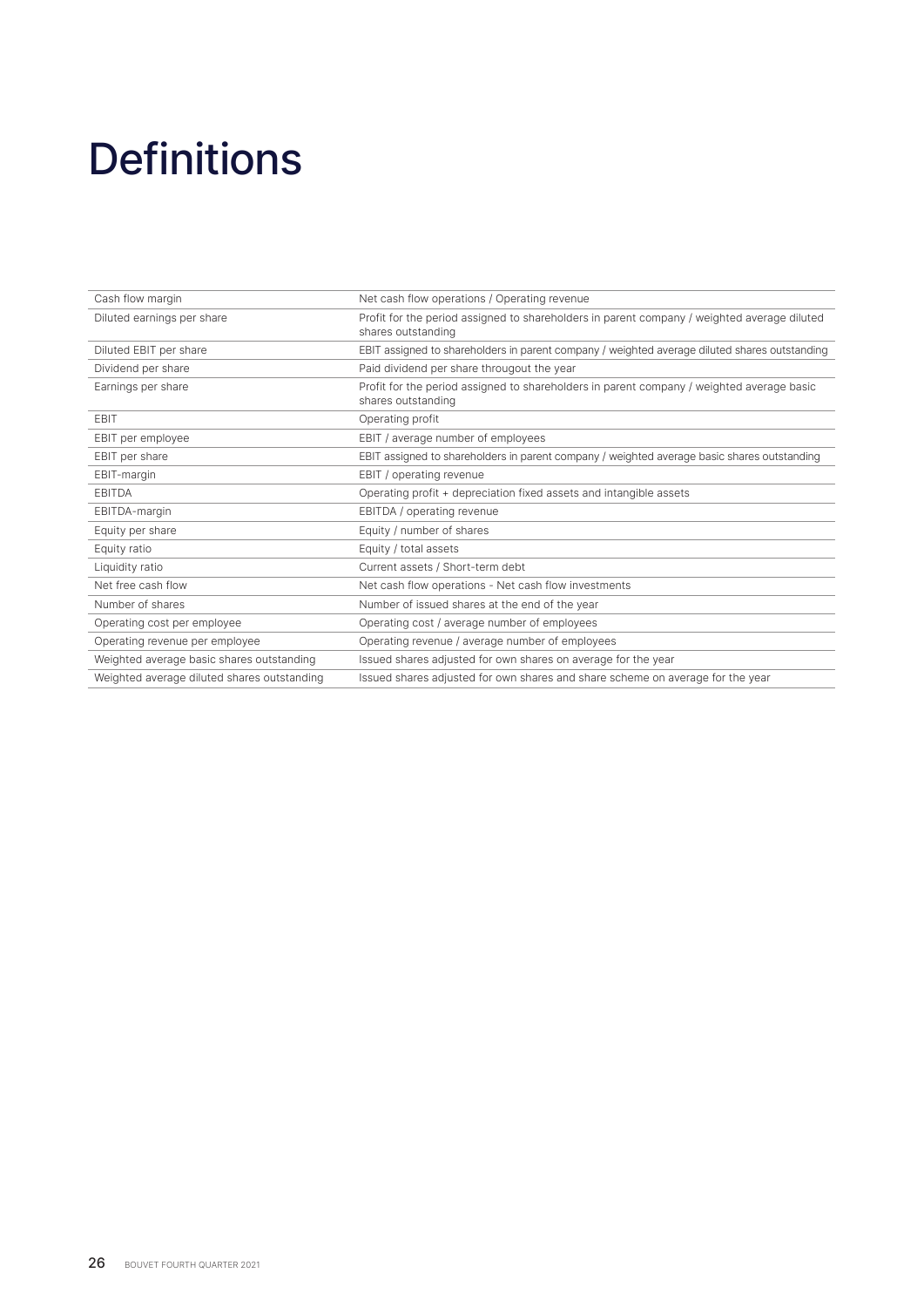# Definitions

| | |
|---|---|
| Cash flow margin | Net cash flow operations / Operating revenue |
| Diluted earnings per share | Profit for the period assigned to shareholders in parent company / weighted average diluted shares outstanding |
| Diluted EBIT per share | EBIT assigned to shareholders in parent company / weighted average diluted shares outstanding |
| Dividend per share | Paid dividend per share througout the year |
| Earnings per share | Profit for the period assigned to shareholders in parent company / weighted average basic shares outstanding |
| EBIT | Operating profit |
| EBIT per employee | EBIT / average number of employees |
| EBIT per share | EBIT assigned to shareholders in parent company / weighted average basic shares outstanding |
| EBIT-margin | EBIT / operating revenue |
| EBITDA | Operating profit + depreciation fixed assets and intangible assets |
| EBITDA-margin | EBITDA / operating revenue |
| Equity per share | Equity / number of shares |
| Equity ratio | Equity / total assets |
| Liquidity ratio | Current assets / Short-term debt |
| Net free cash flow | Net cash flow operations - Net cash flow investments |
| Number of shares | Number of issued shares at the end of the year |
| Operating cost per employee | Operating cost / average number of employees |
| Operating revenue per employee | Operating revenue / average number of employees |
| Weighted average basic shares outstanding | Issued shares adjusted for own shares on average for the year |
| Weighted average diluted shares outstanding | Issued shares adjusted for own shares and share scheme on average for the year |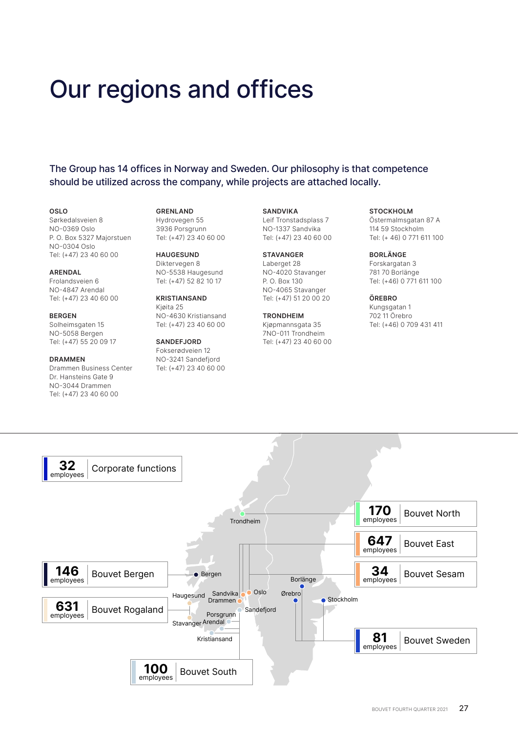# Our regions and offices

The Group has 14 offices in Norway and Sweden. Our philosophy is that competence should be utilized across the company, while projects are attached locally.

**OSLO**
Sørkedalsveien 8
NO-0369 Oslo
P. O. Box 5327 Majorstuen
NO-0304 Oslo
Tel: (+47) 23 40 60 00

**ARENDAL**
Frolandsveien 6
NO-4847 Arendal
Tel: (+47) 23 40 60 00

**BERGEN**
Solheimsgaten 15
NO-5058 Bergen
Tel: (+47) 55 20 09 17

**DRAMMEN**
Drammen Business Center
Dr. Hansteins Gate 9
NO-3044 Drammen
Tel: (+47) 23 40 60 00

**GRENLAND**
Hydrovegen 55
3936 Porsgrunn
Tel: (+47) 23 40 60 00

**HAUGESUND**
Diktervegen 8
NO-5538 Haugesund
Tel: (+47) 52 82 10 17

**KRISTIANSAND**
Kjøita 25
NO-4630 Kristiansand
Tel: (+47) 23 40 60 00

**SANDEFJORD**
Fokserødveien 12
NO-3241 Sandefjord
Tel: (+47) 23 40 60 00

**SANDVIKA**
Leif Tronstadsplass 7
NO-1337 Sandvika
Tel: (+47) 23 40 60 00

**STAVANGER**
Laberget 28
NO-4020 Stavanger
P. O. Box 130
NO-4065 Stavanger
Tel: (+47) 51 20 00 20

**TRONDHEIM**
Kjøpmannsgata 35
7NO-011 Trondheim
Tel: (+47) 23 40 60 00

**STOCKHOLM**
Östermalmsgatan 87 A
114 59 Stockholm
Tel: (+ 46) 0 771 611 100

**BORLÄNGE**
Forskargatan 3
781 70 Borlänge
Tel: (+46) 0 771 611 100

**ÖREBRO**
Kungsgatan 1
702 11 Örebro
Tel: (+46) 0 709 431 411

| Employees | Region | Offices |
|---|---|---|
| 32 | Corporate functions | |
| 170 | Bouvet North | Trondheim |
| 647 | Bouvet East | Oslo, Sandvika, Drammen |
| 34 | Bouvet Sesam | |
| 146 | Bouvet Bergen | Bergen |
| 631 | Bouvet Rogaland | Haugesund, Stavanger |
| 81 | Bouvet Sweden | Borlänge, Ørebro, Stockholm |
| 100 | Bouvet South | Sandefjord, Porsgrunn, Arendal, Kristiansand |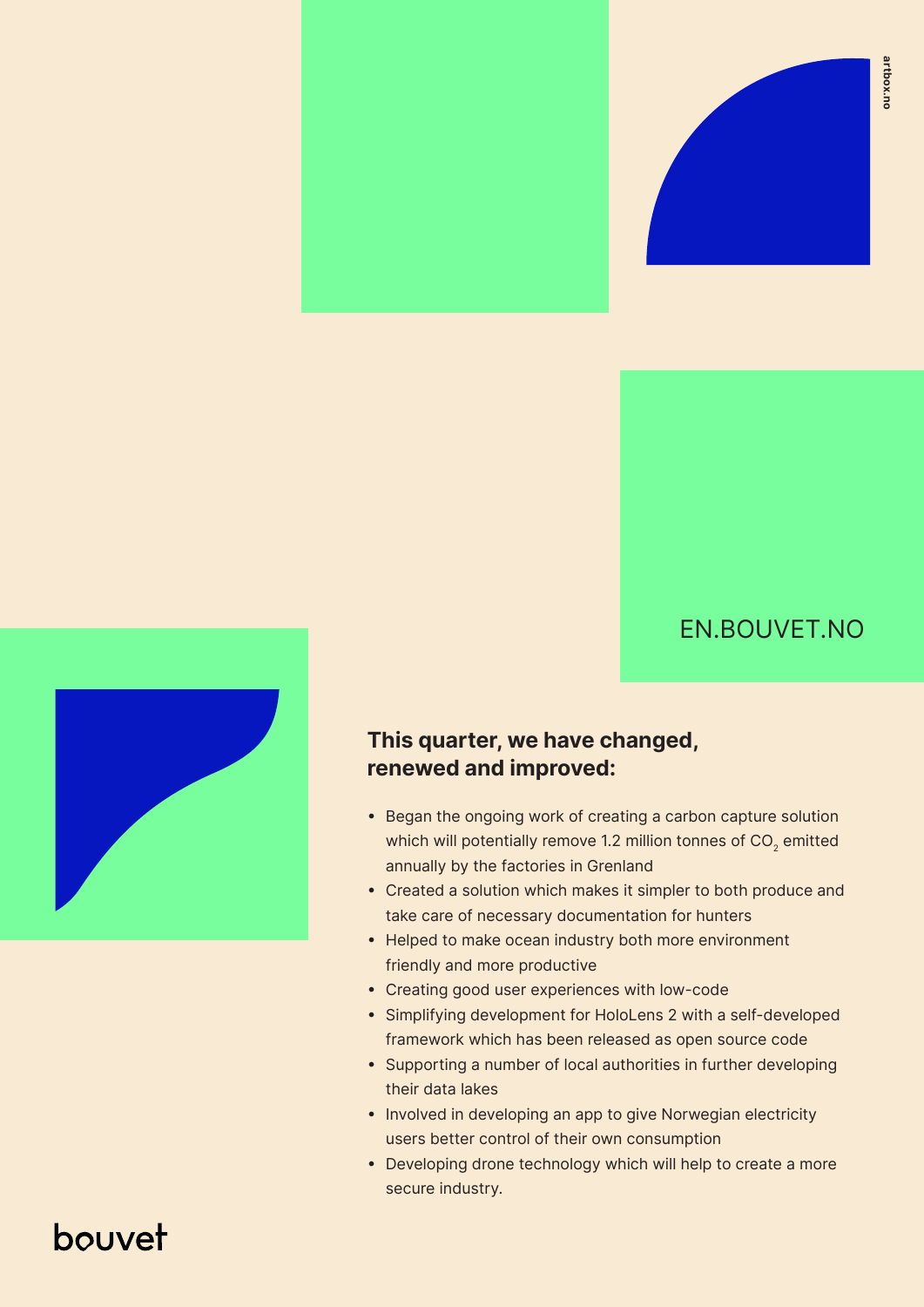artbox.no

EN.BOUVET.NO

**This quarter, we have changed, renewed and improved:**

- Began the ongoing work of creating a carbon capture solution which will potentially remove 1.2 million tonnes of $CO_2$ emitted annually by the factories in Grenland
- Created a solution which makes it simpler to both produce and take care of necessary documentation for hunters
- Helped to make ocean industry both more environment friendly and more productive
- Creating good user experiences with low-code
- Simplifying development for HoloLens 2 with a self-developed framework which has been released as open source code
- Supporting a number of local authorities in further developing their data lakes
- Involved in developing an app to give Norwegian electricity users better control of their own consumption
- Developing drone technology which will help to create a more secure industry.

bouvet